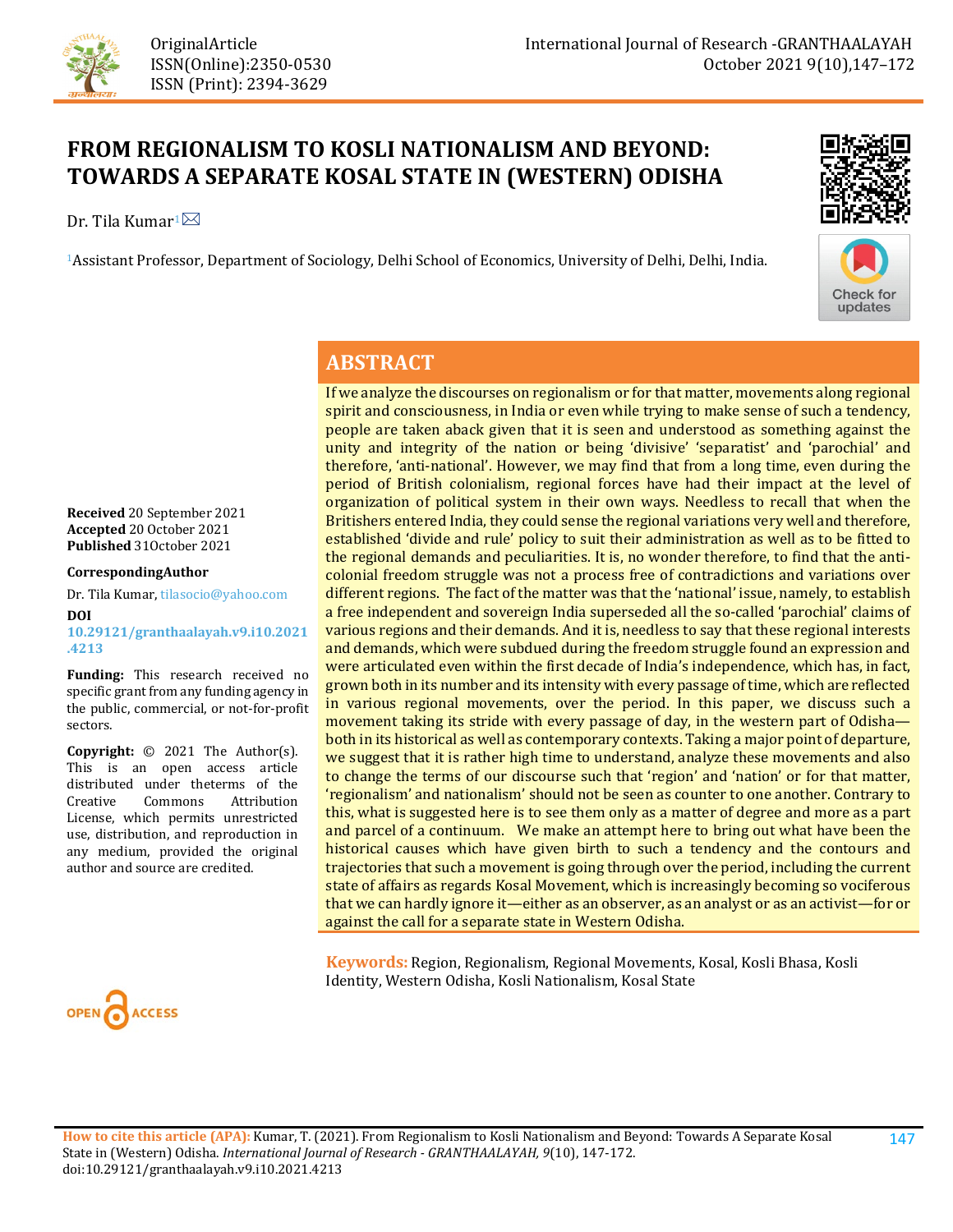OriginalArticle
ISSN(Online):2350-0530
ISSN (Print): 2394-3629

# FROM REGIONALISM TO KOSLI NATIONALISM AND BEYOND: TOWARDS A SEPARATE KOSAL STATE IN (WESTERN) ODISHA

Dr. Tila Kumar[1]

[1]Assistant Professor, Department of Sociology, Delhi School of Economics, University of Delhi, Delhi, India.

**Received** 20 September 2021
**Accepted** 20 October 2021
**Published** 31October 2021

**CorrespondingAuthor**

Dr. Tila Kumar, tilasocio@yahoo.com

**DOI**

10.29121/granthaalayah.v9.i10.2021.4213

**Funding:** This research received no specific grant from any funding agency in the public, commercial, or not-for-profit sectors.

**Copyright:** © 2021 The Author(s). This is an open access article distributed under theterms of the Creative Commons Attribution License, which permits unrestricted use, distribution, and reproduction in any medium, provided the original author and source are credited.

## ABSTRACT

If we analyze the discourses on regionalism or for that matter, movements along regional spirit and consciousness, in India or even while trying to make sense of such a tendency, people are taken aback given that it is seen and understood as something against the unity and integrity of the nation or being 'divisive' 'separatist' and 'parochial' and therefore, 'anti-national'. However, we may find that from a long time, even during the period of British colonialism, regional forces have had their impact at the level of organization of political system in their own ways. Needless to recall that when the Britishers entered India, they could sense the regional variations very well and therefore, established 'divide and rule' policy to suit their administration as well as to be fitted to the regional demands and peculiarities. It is, no wonder therefore, to find that the anti-colonial freedom struggle was not a process free of contradictions and variations over different regions. The fact of the matter was that the 'national' issue, namely, to establish a free independent and sovereign India superseded all the so-called 'parochial' claims of various regions and their demands. And it is, needless to say that these regional interests and demands, which were subdued during the freedom struggle found an expression and were articulated even within the first decade of India's independence, which has, in fact, grown both in its number and its intensity with every passage of time, which are reflected in various regional movements, over the period. In this paper, we discuss such a movement taking its stride with every passage of day, in the western part of Odisha—both in its historical as well as contemporary contexts. Taking a major point of departure, we suggest that it is rather high time to understand, analyze these movements and also to change the terms of our discourse such that 'region' and 'nation' or for that matter, 'regionalism' and nationalism' should not be seen as counter to one another. Contrary to this, what is suggested here is to see them only as a matter of degree and more as a part and parcel of a continuum. We make an attempt here to bring out what have been the historical causes which have given birth to such a tendency and the contours and trajectories that such a movement is going through over the period, including the current state of affairs as regards Kosal Movement, which is increasingly becoming so vociferous that we can hardly ignore it—either as an observer, as an analyst or as an activist—for or against the call for a separate state in Western Odisha.

**Keywords:** Region, Regionalism, Regional Movements, Kosal, Kosli Bhasa, Kosli Identity, Western Odisha, Kosli Nationalism, Kosal State

**How to cite this article (APA):** Kumar, T. (2021). From Regionalism to Kosli Nationalism and Beyond: Towards A Separate Kosal State in (Western) Odisha. *International Journal of Research - GRANTHAALAYAH, 9*(10), 147-172. doi:10.29121/granthaalayah.v9.i10.2021.4213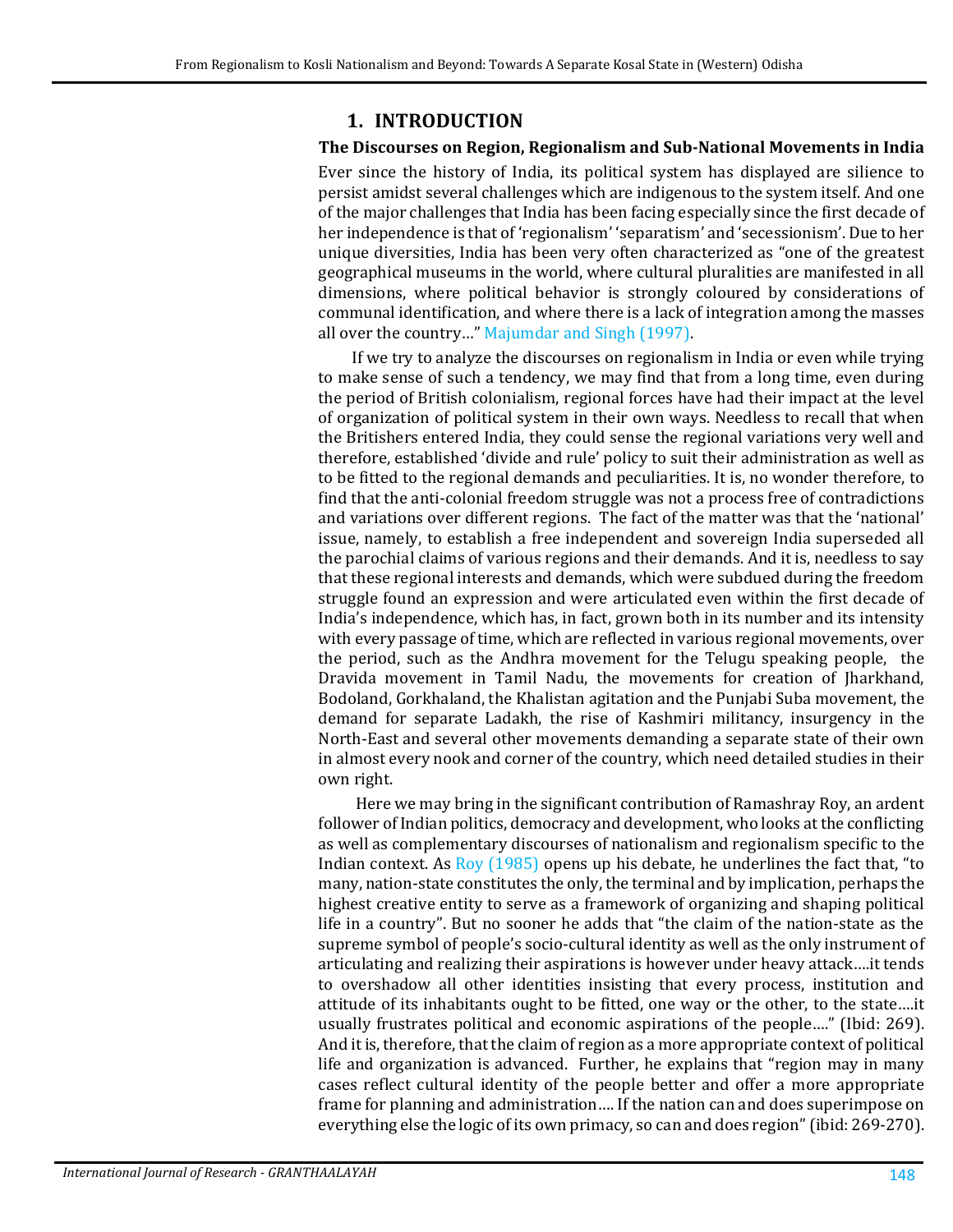# 1. INTRODUCTION

## The Discourses on Region, Regionalism and Sub-National Movements in India

Ever since the history of India, its political system has displayed are silience to persist amidst several challenges which are indigenous to the system itself. And one of the major challenges that India has been facing especially since the first decade of her independence is that of 'regionalism' 'separatism' and 'secessionism'. Due to her unique diversities, India has been very often characterized as "one of the greatest geographical museums in the world, where cultural pluralities are manifested in all dimensions, where political behavior is strongly coloured by considerations of communal identification, and where there is a lack of integration among the masses all over the country…" Majumdar and Singh (1997).

If we try to analyze the discourses on regionalism in India or even while trying to make sense of such a tendency, we may find that from a long time, even during the period of British colonialism, regional forces have had their impact at the level of organization of political system in their own ways. Needless to recall that when the Britishers entered India, they could sense the regional variations very well and therefore, established 'divide and rule' policy to suit their administration as well as to be fitted to the regional demands and peculiarities. It is, no wonder therefore, to find that the anti-colonial freedom struggle was not a process free of contradictions and variations over different regions. The fact of the matter was that the 'national' issue, namely, to establish a free independent and sovereign India superseded all the parochial claims of various regions and their demands. And it is, needless to say that these regional interests and demands, which were subdued during the freedom struggle found an expression and were articulated even within the first decade of India's independence, which has, in fact, grown both in its number and its intensity with every passage of time, which are reflected in various regional movements, over the period, such as the Andhra movement for the Telugu speaking people, the Dravida movement in Tamil Nadu, the movements for creation of Jharkhand, Bodoland, Gorkhaland, the Khalistan agitation and the Punjabi Suba movement, the demand for separate Ladakh, the rise of Kashmiri militancy, insurgency in the North-East and several other movements demanding a separate state of their own in almost every nook and corner of the country, which need detailed studies in their own right.

Here we may bring in the significant contribution of Ramashray Roy, an ardent follower of Indian politics, democracy and development, who looks at the conflicting as well as complementary discourses of nationalism and regionalism specific to the Indian context. As Roy (1985) opens up his debate, he underlines the fact that, "to many, nation-state constitutes the only, the terminal and by implication, perhaps the highest creative entity to serve as a framework of organizing and shaping political life in a country". But no sooner he adds that "the claim of the nation-state as the supreme symbol of people's socio-cultural identity as well as the only instrument of articulating and realizing their aspirations is however under heavy attack….it tends to overshadow all other identities insisting that every process, institution and attitude of its inhabitants ought to be fitted, one way or the other, to the state….it usually frustrates political and economic aspirations of the people…." (Ibid: 269). And it is, therefore, that the claim of region as a more appropriate context of political life and organization is advanced. Further, he explains that "region may in many cases reflect cultural identity of the people better and offer a more appropriate frame for planning and administration…. If the nation can and does superimpose on everything else the logic of its own primacy, so can and does region" (ibid: 269-270).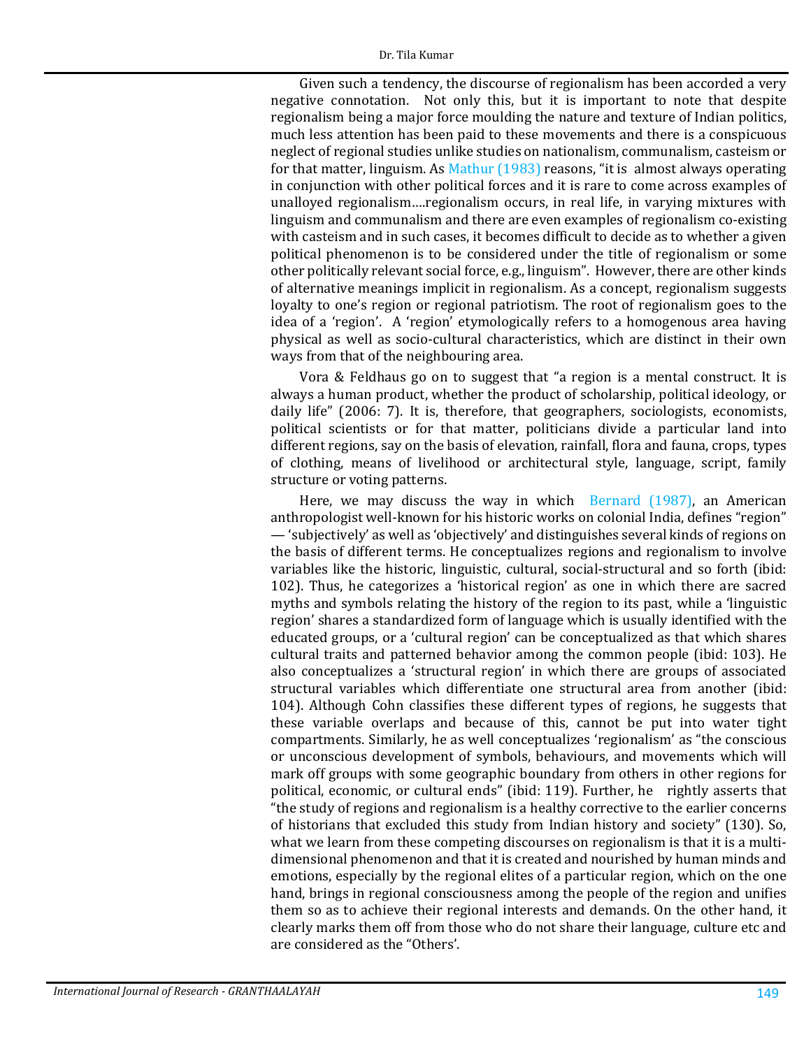Given such a tendency, the discourse of regionalism has been accorded a very negative connotation. Not only this, but it is important to note that despite regionalism being a major force moulding the nature and texture of Indian politics, much less attention has been paid to these movements and there is a conspicuous neglect of regional studies unlike studies on nationalism, communalism, casteism or for that matter, linguism. As Mathur (1983) reasons, "it is almost always operating in conjunction with other political forces and it is rare to come across examples of unalloyed regionalism….regionalism occurs, in real life, in varying mixtures with linguism and communalism and there are even examples of regionalism co-existing with casteism and in such cases, it becomes difficult to decide as to whether a given political phenomenon is to be considered under the title of regionalism or some other politically relevant social force, e.g., linguism". However, there are other kinds of alternative meanings implicit in regionalism. As a concept, regionalism suggests loyalty to one's region or regional patriotism. The root of regionalism goes to the idea of a 'region'. A 'region' etymologically refers to a homogenous area having physical as well as socio-cultural characteristics, which are distinct in their own ways from that of the neighbouring area.

Vora & Feldhaus go on to suggest that "a region is a mental construct. It is always a human product, whether the product of scholarship, political ideology, or daily life" (2006: 7). It is, therefore, that geographers, sociologists, economists, political scientists or for that matter, politicians divide a particular land into different regions, say on the basis of elevation, rainfall, flora and fauna, crops, types of clothing, means of livelihood or architectural style, language, script, family structure or voting patterns.

Here, we may discuss the way in which Bernard (1987), an American anthropologist well-known for his historic works on colonial India, defines "region" — 'subjectively' as well as 'objectively' and distinguishes several kinds of regions on the basis of different terms. He conceptualizes regions and regionalism to involve variables like the historic, linguistic, cultural, social-structural and so forth (ibid: 102). Thus, he categorizes a 'historical region' as one in which there are sacred myths and symbols relating the history of the region to its past, while a 'linguistic region' shares a standardized form of language which is usually identified with the educated groups, or a 'cultural region' can be conceptualized as that which shares cultural traits and patterned behavior among the common people (ibid: 103). He also conceptualizes a 'structural region' in which there are groups of associated structural variables which differentiate one structural area from another (ibid: 104). Although Cohn classifies these different types of regions, he suggests that these variable overlaps and because of this, cannot be put into water tight compartments. Similarly, he as well conceptualizes 'regionalism' as "the conscious or unconscious development of symbols, behaviours, and movements which will mark off groups with some geographic boundary from others in other regions for political, economic, or cultural ends" (ibid: 119). Further, he rightly asserts that "the study of regions and regionalism is a healthy corrective to the earlier concerns of historians that excluded this study from Indian history and society" (130). So, what we learn from these competing discourses on regionalism is that it is a multi-dimensional phenomenon and that it is created and nourished by human minds and emotions, especially by the regional elites of a particular region, which on the one hand, brings in regional consciousness among the people of the region and unifies them so as to achieve their regional interests and demands. On the other hand, it clearly marks them off from those who do not share their language, culture etc and are considered as the "Others'.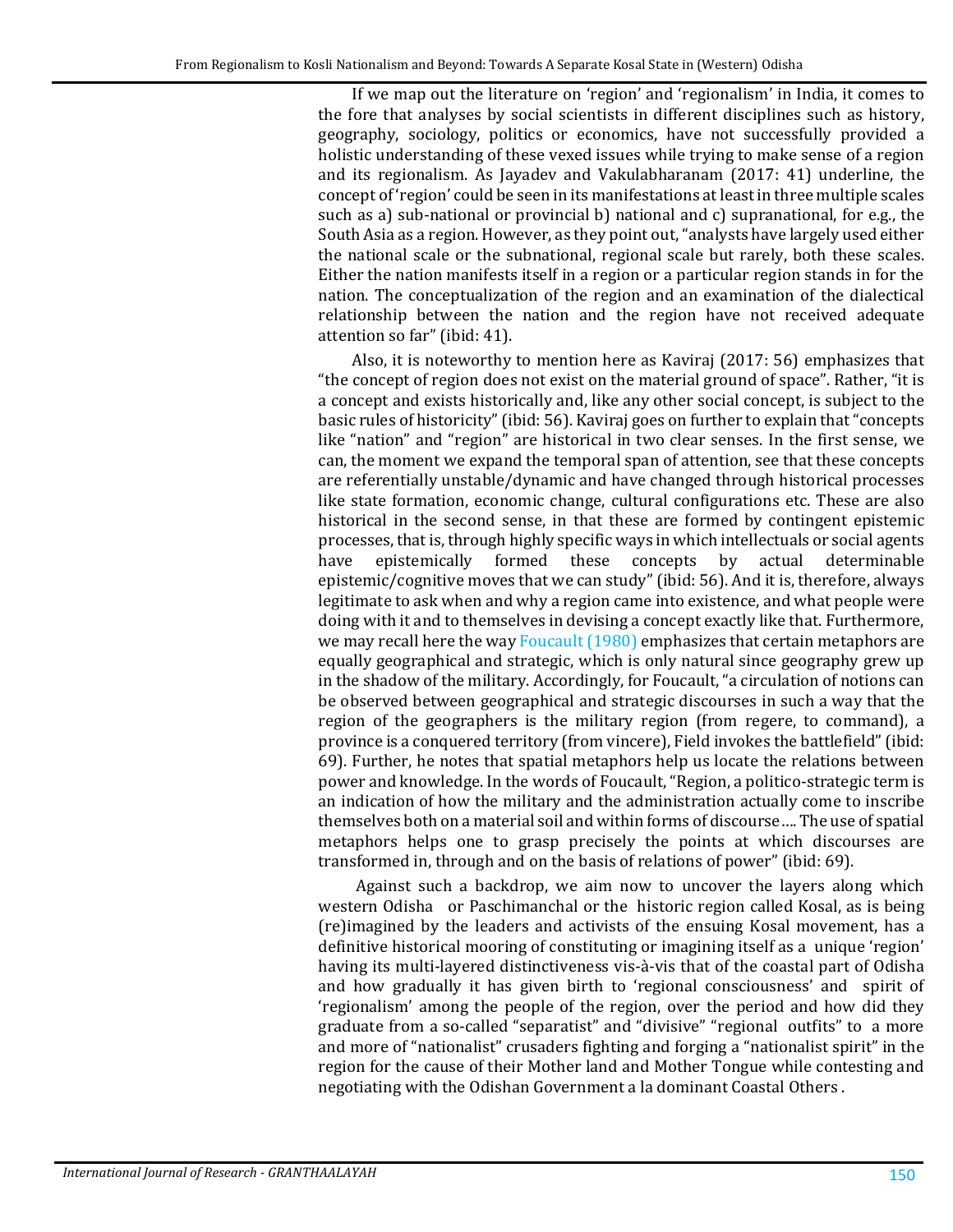If we map out the literature on 'region' and 'regionalism' in India, it comes to the fore that analyses by social scientists in different disciplines such as history, geography, sociology, politics or economics, have not successfully provided a holistic understanding of these vexed issues while trying to make sense of a region and its regionalism. As Jayadev and Vakulabharanam (2017: 41) underline, the concept of 'region' could be seen in its manifestations at least in three multiple scales such as a) sub-national or provincial b) national and c) supranational, for e.g., the South Asia as a region. However, as they point out, "analysts have largely used either the national scale or the subnational, regional scale but rarely, both these scales. Either the nation manifests itself in a region or a particular region stands in for the nation. The conceptualization of the region and an examination of the dialectical relationship between the nation and the region have not received adequate attention so far" (ibid: 41).

Also, it is noteworthy to mention here as Kaviraj (2017: 56) emphasizes that "the concept of region does not exist on the material ground of space". Rather, "it is a concept and exists historically and, like any other social concept, is subject to the basic rules of historicity" (ibid: 56). Kaviraj goes on further to explain that "concepts like "nation" and "region" are historical in two clear senses. In the first sense, we can, the moment we expand the temporal span of attention, see that these concepts are referentially unstable/dynamic and have changed through historical processes like state formation, economic change, cultural configurations etc. These are also historical in the second sense, in that these are formed by contingent epistemic processes, that is, through highly specific ways in which intellectuals or social agents have epistemically formed these concepts by actual determinable epistemic/cognitive moves that we can study" (ibid: 56). And it is, therefore, always legitimate to ask when and why a region came into existence, and what people were doing with it and to themselves in devising a concept exactly like that. Furthermore, we may recall here the way Foucault (1980) emphasizes that certain metaphors are equally geographical and strategic, which is only natural since geography grew up in the shadow of the military. Accordingly, for Foucault, "a circulation of notions can be observed between geographical and strategic discourses in such a way that the region of the geographers is the military region (from regere, to command), a province is a conquered territory (from vincere), Field invokes the battlefield" (ibid: 69). Further, he notes that spatial metaphors help us locate the relations between power and knowledge. In the words of Foucault, "Region, a politico-strategic term is an indication of how the military and the administration actually come to inscribe themselves both on a material soil and within forms of discourse…. The use of spatial metaphors helps one to grasp precisely the points at which discourses are transformed in, through and on the basis of relations of power" (ibid: 69).

Against such a backdrop, we aim now to uncover the layers along which western Odisha or Paschimanchal or the historic region called Kosal, as is being (re)imagined by the leaders and activists of the ensuing Kosal movement, has a definitive historical mooring of constituting or imagining itself as a unique 'region' having its multi-layered distinctiveness vis-à-vis that of the coastal part of Odisha and how gradually it has given birth to 'regional consciousness' and spirit of 'regionalism' among the people of the region, over the period and how did they graduate from a so-called "separatist" and "divisive" "regional outfits" to a more and more of "nationalist" crusaders fighting and forging a "nationalist spirit" in the region for the cause of their Mother land and Mother Tongue while contesting and negotiating with the Odishan Government a la dominant Coastal Others .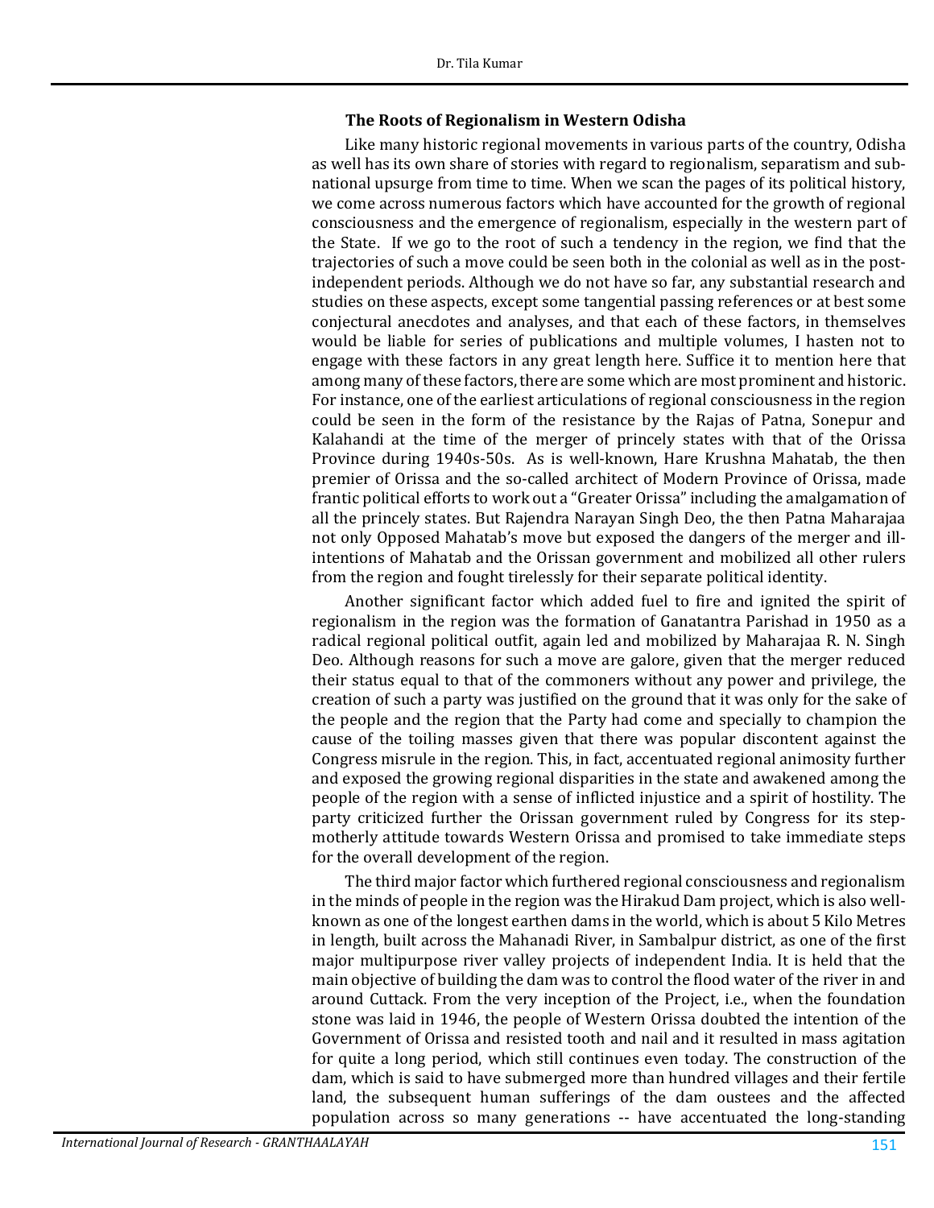### The Roots of Regionalism in Western Odisha

Like many historic regional movements in various parts of the country, Odisha as well has its own share of stories with regard to regionalism, separatism and sub-national upsurge from time to time. When we scan the pages of its political history, we come across numerous factors which have accounted for the growth of regional consciousness and the emergence of regionalism, especially in the western part of the State. If we go to the root of such a tendency in the region, we find that the trajectories of such a move could be seen both in the colonial as well as in the post-independent periods. Although we do not have so far, any substantial research and studies on these aspects, except some tangential passing references or at best some conjectural anecdotes and analyses, and that each of these factors, in themselves would be liable for series of publications and multiple volumes, I hasten not to engage with these factors in any great length here. Suffice it to mention here that among many of these factors, there are some which are most prominent and historic. For instance, one of the earliest articulations of regional consciousness in the region could be seen in the form of the resistance by the Rajas of Patna, Sonepur and Kalahandi at the time of the merger of princely states with that of the Orissa Province during 1940s-50s. As is well-known, Hare Krushna Mahatab, the then premier of Orissa and the so-called architect of Modern Province of Orissa, made frantic political efforts to work out a "Greater Orissa" including the amalgamation of all the princely states. But Rajendra Narayan Singh Deo, the then Patna Maharajaa not only Opposed Mahatab's move but exposed the dangers of the merger and ill-intentions of Mahatab and the Orissan government and mobilized all other rulers from the region and fought tirelessly for their separate political identity.

Another significant factor which added fuel to fire and ignited the spirit of regionalism in the region was the formation of Ganatantra Parishad in 1950 as a radical regional political outfit, again led and mobilized by Maharajaa R. N. Singh Deo. Although reasons for such a move are galore, given that the merger reduced their status equal to that of the commoners without any power and privilege, the creation of such a party was justified on the ground that it was only for the sake of the people and the region that the Party had come and specially to champion the cause of the toiling masses given that there was popular discontent against the Congress misrule in the region. This, in fact, accentuated regional animosity further and exposed the growing regional disparities in the state and awakened among the people of the region with a sense of inflicted injustice and a spirit of hostility. The party criticized further the Orissan government ruled by Congress for its step-motherly attitude towards Western Orissa and promised to take immediate steps for the overall development of the region.

The third major factor which furthered regional consciousness and regionalism in the minds of people in the region was the Hirakud Dam project, which is also well-known as one of the longest earthen dams in the world, which is about 5 Kilo Metres in length, built across the Mahanadi River, in Sambalpur district, as one of the first major multipurpose river valley projects of independent India. It is held that the main objective of building the dam was to control the flood water of the river in and around Cuttack. From the very inception of the Project, i.e., when the foundation stone was laid in 1946, the people of Western Orissa doubted the intention of the Government of Orissa and resisted tooth and nail and it resulted in mass agitation for quite a long period, which still continues even today. The construction of the dam, which is said to have submerged more than hundred villages and their fertile land, the subsequent human sufferings of the dam oustees and the affected population across so many generations -- have accentuated the long-standing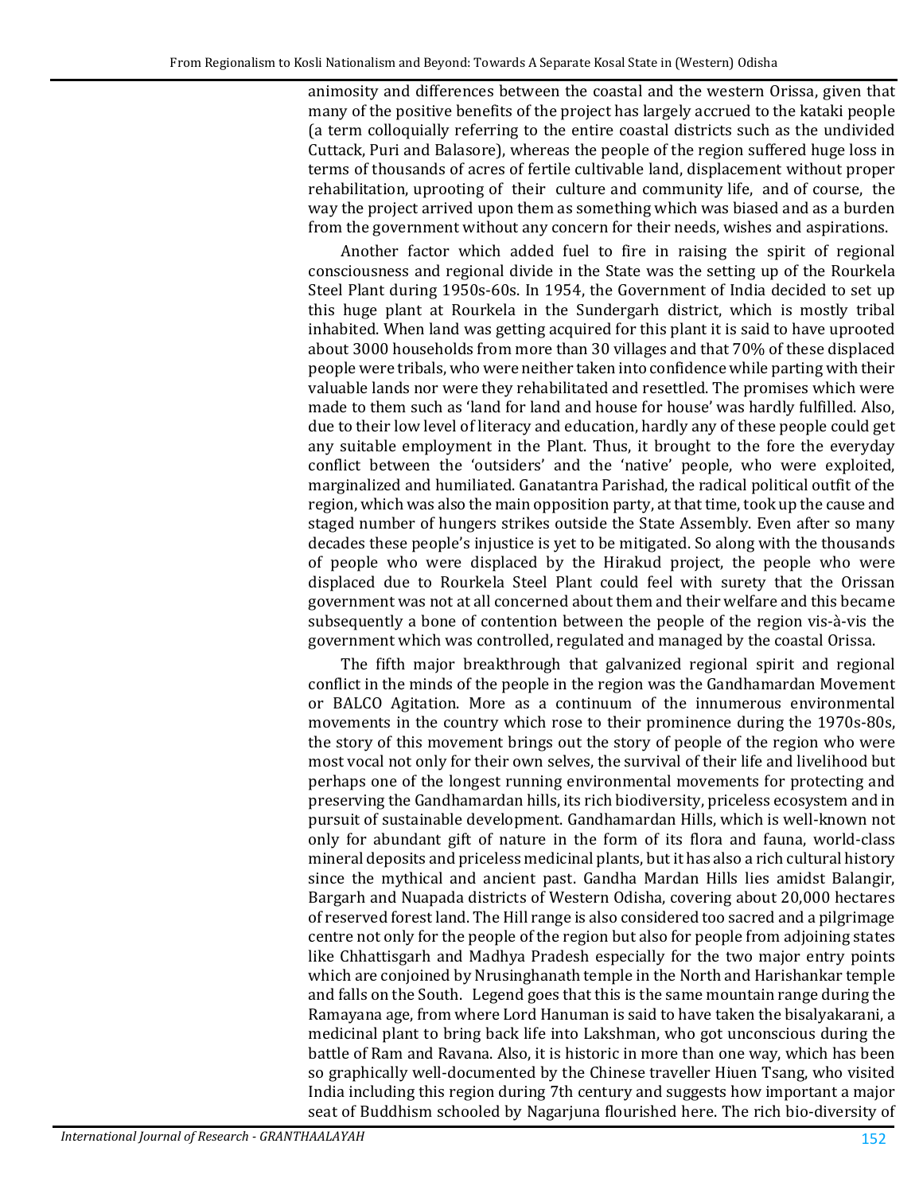animosity and differences between the coastal and the western Orissa, given that many of the positive benefits of the project has largely accrued to the kataki people (a term colloquially referring to the entire coastal districts such as the undivided Cuttack, Puri and Balasore), whereas the people of the region suffered huge loss in terms of thousands of acres of fertile cultivable land, displacement without proper rehabilitation, uprooting of their culture and community life, and of course, the way the project arrived upon them as something which was biased and as a burden from the government without any concern for their needs, wishes and aspirations.

Another factor which added fuel to fire in raising the spirit of regional consciousness and regional divide in the State was the setting up of the Rourkela Steel Plant during 1950s-60s. In 1954, the Government of India decided to set up this huge plant at Rourkela in the Sundergarh district, which is mostly tribal inhabited. When land was getting acquired for this plant it is said to have uprooted about 3000 households from more than 30 villages and that 70% of these displaced people were tribals, who were neither taken into confidence while parting with their valuable lands nor were they rehabilitated and resettled. The promises which were made to them such as 'land for land and house for house' was hardly fulfilled. Also, due to their low level of literacy and education, hardly any of these people could get any suitable employment in the Plant. Thus, it brought to the fore the everyday conflict between the 'outsiders' and the 'native' people, who were exploited, marginalized and humiliated. Ganatantra Parishad, the radical political outfit of the region, which was also the main opposition party, at that time, took up the cause and staged number of hungers strikes outside the State Assembly. Even after so many decades these people's injustice is yet to be mitigated. So along with the thousands of people who were displaced by the Hirakud project, the people who were displaced due to Rourkela Steel Plant could feel with surety that the Orissan government was not at all concerned about them and their welfare and this became subsequently a bone of contention between the people of the region vis-à-vis the government which was controlled, regulated and managed by the coastal Orissa.

The fifth major breakthrough that galvanized regional spirit and regional conflict in the minds of the people in the region was the Gandhamardan Movement or BALCO Agitation. More as a continuum of the innumerous environmental movements in the country which rose to their prominence during the 1970s-80s, the story of this movement brings out the story of people of the region who were most vocal not only for their own selves, the survival of their life and livelihood but perhaps one of the longest running environmental movements for protecting and preserving the Gandhamardan hills, its rich biodiversity, priceless ecosystem and in pursuit of sustainable development. Gandhamardan Hills, which is well-known not only for abundant gift of nature in the form of its flora and fauna, world-class mineral deposits and priceless medicinal plants, but it has also a rich cultural history since the mythical and ancient past. Gandha Mardan Hills lies amidst Balangir, Bargarh and Nuapada districts of Western Odisha, covering about 20,000 hectares of reserved forest land. The Hill range is also considered too sacred and a pilgrimage centre not only for the people of the region but also for people from adjoining states like Chhattisgarh and Madhya Pradesh especially for the two major entry points which are conjoined by Nrusinghanath temple in the North and Harishankar temple and falls on the South. Legend goes that this is the same mountain range during the Ramayana age, from where Lord Hanuman is said to have taken the bisalyakarani, a medicinal plant to bring back life into Lakshman, who got unconscious during the battle of Ram and Ravana. Also, it is historic in more than one way, which has been so graphically well-documented by the Chinese traveller Hiuen Tsang, who visited India including this region during 7th century and suggests how important a major seat of Buddhism schooled by Nagarjuna flourished here. The rich bio-diversity of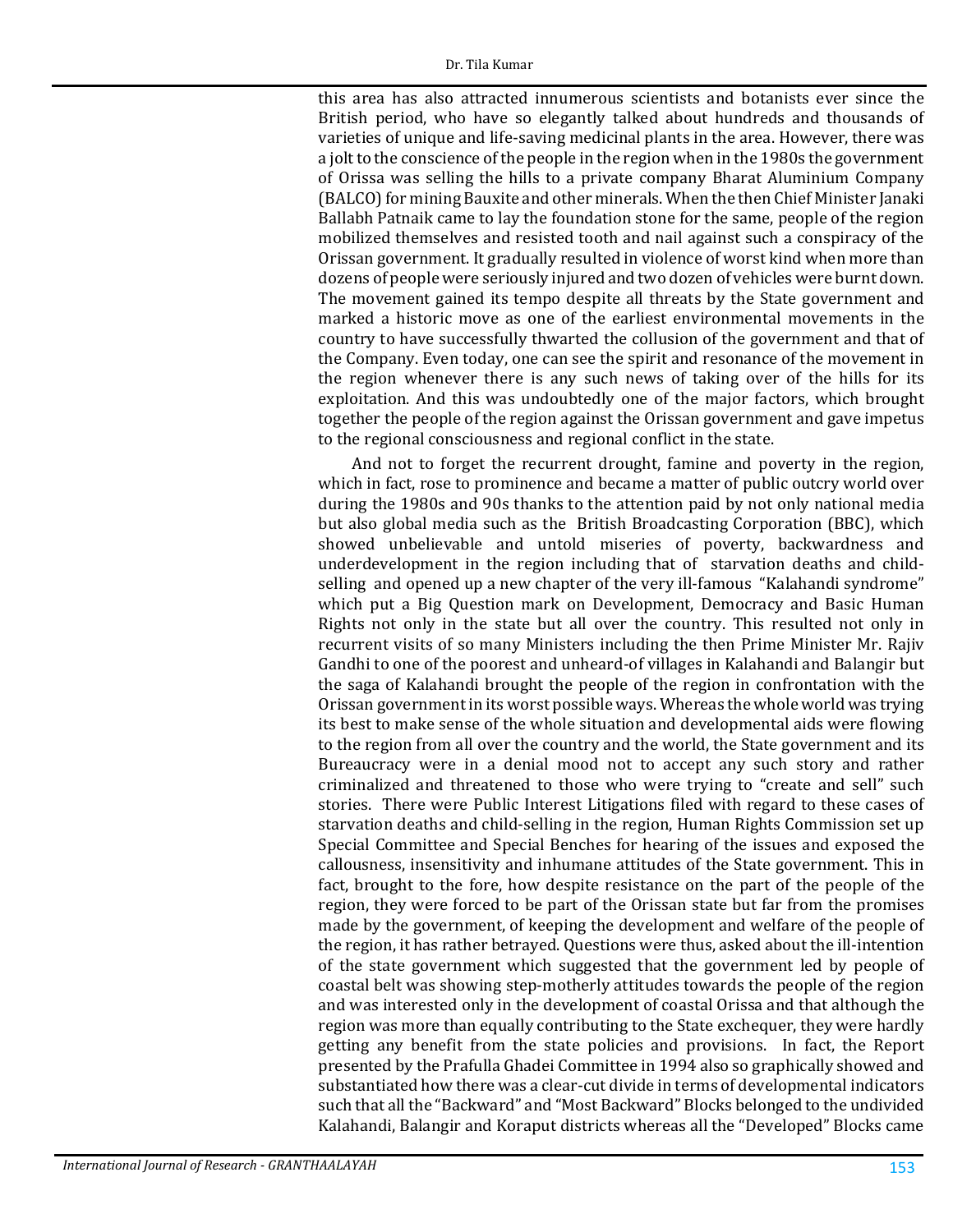this area has also attracted innumerous scientists and botanists ever since the British period, who have so elegantly talked about hundreds and thousands of varieties of unique and life-saving medicinal plants in the area. However, there was a jolt to the conscience of the people in the region when in the 1980s the government of Orissa was selling the hills to a private company Bharat Aluminium Company (BALCO) for mining Bauxite and other minerals. When the then Chief Minister Janaki Ballabh Patnaik came to lay the foundation stone for the same, people of the region mobilized themselves and resisted tooth and nail against such a conspiracy of the Orissan government. It gradually resulted in violence of worst kind when more than dozens of people were seriously injured and two dozen of vehicles were burnt down. The movement gained its tempo despite all threats by the State government and marked a historic move as one of the earliest environmental movements in the country to have successfully thwarted the collusion of the government and that of the Company. Even today, one can see the spirit and resonance of the movement in the region whenever there is any such news of taking over of the hills for its exploitation. And this was undoubtedly one of the major factors, which brought together the people of the region against the Orissan government and gave impetus to the regional consciousness and regional conflict in the state.

And not to forget the recurrent drought, famine and poverty in the region, which in fact, rose to prominence and became a matter of public outcry world over during the 1980s and 90s thanks to the attention paid by not only national media but also global media such as the British Broadcasting Corporation (BBC), which showed unbelievable and untold miseries of poverty, backwardness and underdevelopment in the region including that of starvation deaths and child-selling and opened up a new chapter of the very ill-famous "Kalahandi syndrome" which put a Big Question mark on Development, Democracy and Basic Human Rights not only in the state but all over the country. This resulted not only in recurrent visits of so many Ministers including the then Prime Minister Mr. Rajiv Gandhi to one of the poorest and unheard-of villages in Kalahandi and Balangir but the saga of Kalahandi brought the people of the region in confrontation with the Orissan government in its worst possible ways. Whereas the whole world was trying its best to make sense of the whole situation and developmental aids were flowing to the region from all over the country and the world, the State government and its Bureaucracy were in a denial mood not to accept any such story and rather criminalized and threatened to those who were trying to "create and sell" such stories. There were Public Interest Litigations filed with regard to these cases of starvation deaths and child-selling in the region, Human Rights Commission set up Special Committee and Special Benches for hearing of the issues and exposed the callousness, insensitivity and inhumane attitudes of the State government. This in fact, brought to the fore, how despite resistance on the part of the people of the region, they were forced to be part of the Orissan state but far from the promises made by the government, of keeping the development and welfare of the people of the region, it has rather betrayed. Questions were thus, asked about the ill-intention of the state government which suggested that the government led by people of coastal belt was showing step-motherly attitudes towards the people of the region and was interested only in the development of coastal Orissa and that although the region was more than equally contributing to the State exchequer, they were hardly getting any benefit from the state policies and provisions. In fact, the Report presented by the Prafulla Ghadei Committee in 1994 also so graphically showed and substantiated how there was a clear-cut divide in terms of developmental indicators such that all the "Backward" and "Most Backward" Blocks belonged to the undivided Kalahandi, Balangir and Koraput districts whereas all the "Developed" Blocks came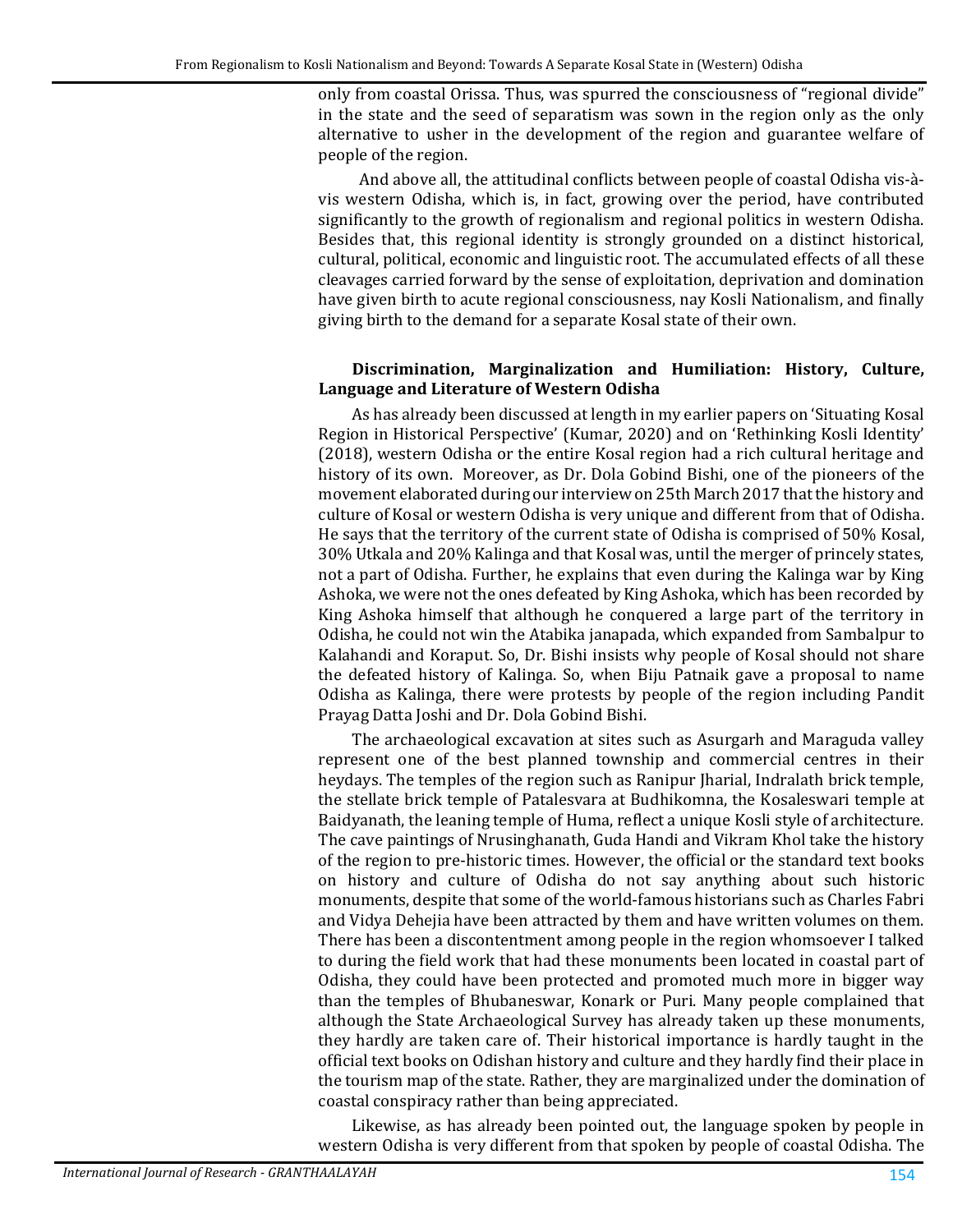only from coastal Orissa. Thus, was spurred the consciousness of "regional divide" in the state and the seed of separatism was sown in the region only as the only alternative to usher in the development of the region and guarantee welfare of people of the region.

And above all, the attitudinal conflicts between people of coastal Odisha vis-à-vis western Odisha, which is, in fact, growing over the period, have contributed significantly to the growth of regionalism and regional politics in western Odisha. Besides that, this regional identity is strongly grounded on a distinct historical, cultural, political, economic and linguistic root. The accumulated effects of all these cleavages carried forward by the sense of exploitation, deprivation and domination have given birth to acute regional consciousness, nay Kosli Nationalism, and finally giving birth to the demand for a separate Kosal state of their own.

**Discrimination, Marginalization and Humiliation: History, Culture, Language and Literature of Western Odisha**

As has already been discussed at length in my earlier papers on 'Situating Kosal Region in Historical Perspective' (Kumar, 2020) and on 'Rethinking Kosli Identity' (2018), western Odisha or the entire Kosal region had a rich cultural heritage and history of its own. Moreover, as Dr. Dola Gobind Bishi, one of the pioneers of the movement elaborated during our interview on 25th March 2017 that the history and culture of Kosal or western Odisha is very unique and different from that of Odisha. He says that the territory of the current state of Odisha is comprised of 50% Kosal, 30% Utkala and 20% Kalinga and that Kosal was, until the merger of princely states, not a part of Odisha. Further, he explains that even during the Kalinga war by King Ashoka, we were not the ones defeated by King Ashoka, which has been recorded by King Ashoka himself that although he conquered a large part of the territory in Odisha, he could not win the Atabika janapada, which expanded from Sambalpur to Kalahandi and Koraput. So, Dr. Bishi insists why people of Kosal should not share the defeated history of Kalinga. So, when Biju Patnaik gave a proposal to name Odisha as Kalinga, there were protests by people of the region including Pandit Prayag Datta Joshi and Dr. Dola Gobind Bishi.

The archaeological excavation at sites such as Asurgarh and Maraguda valley represent one of the best planned township and commercial centres in their heydays. The temples of the region such as Ranipur Jharial, Indralath brick temple, the stellate brick temple of Patalesvara at Budhikomna, the Kosaleswari temple at Baidyanath, the leaning temple of Huma, reflect a unique Kosli style of architecture. The cave paintings of Nrusinghanath, Guda Handi and Vikram Khol take the history of the region to pre-historic times. However, the official or the standard text books on history and culture of Odisha do not say anything about such historic monuments, despite that some of the world-famous historians such as Charles Fabri and Vidya Dehejia have been attracted by them and have written volumes on them. There has been a discontentment among people in the region whomsoever I talked to during the field work that had these monuments been located in coastal part of Odisha, they could have been protected and promoted much more in bigger way than the temples of Bhubaneswar, Konark or Puri. Many people complained that although the State Archaeological Survey has already taken up these monuments, they hardly are taken care of. Their historical importance is hardly taught in the official text books on Odishan history and culture and they hardly find their place in the tourism map of the state. Rather, they are marginalized under the domination of coastal conspiracy rather than being appreciated.

Likewise, as has already been pointed out, the language spoken by people in western Odisha is very different from that spoken by people of coastal Odisha. The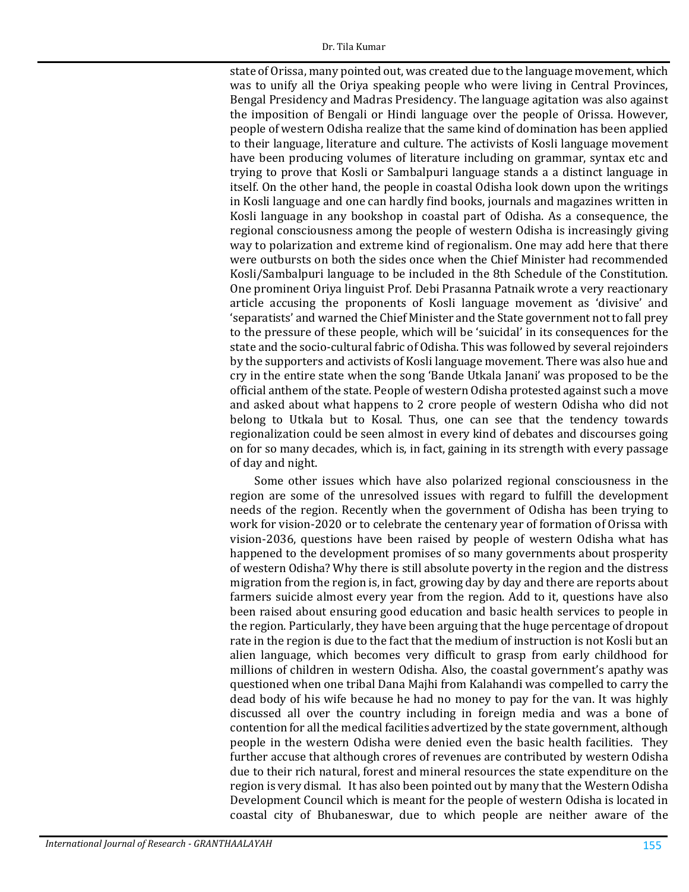state of Orissa, many pointed out, was created due to the language movement, which was to unify all the Oriya speaking people who were living in Central Provinces, Bengal Presidency and Madras Presidency. The language agitation was also against the imposition of Bengali or Hindi language over the people of Orissa. However, people of western Odisha realize that the same kind of domination has been applied to their language, literature and culture. The activists of Kosli language movement have been producing volumes of literature including on grammar, syntax etc and trying to prove that Kosli or Sambalpuri language stands a a distinct language in itself. On the other hand, the people in coastal Odisha look down upon the writings in Kosli language and one can hardly find books, journals and magazines written in Kosli language in any bookshop in coastal part of Odisha. As a consequence, the regional consciousness among the people of western Odisha is increasingly giving way to polarization and extreme kind of regionalism. One may add here that there were outbursts on both the sides once when the Chief Minister had recommended Kosli/Sambalpuri language to be included in the 8th Schedule of the Constitution. One prominent Oriya linguist Prof. Debi Prasanna Patnaik wrote a very reactionary article accusing the proponents of Kosli language movement as 'divisive' and 'separatists' and warned the Chief Minister and the State government not to fall prey to the pressure of these people, which will be 'suicidal' in its consequences for the state and the socio-cultural fabric of Odisha. This was followed by several rejoinders by the supporters and activists of Kosli language movement. There was also hue and cry in the entire state when the song 'Bande Utkala Janani' was proposed to be the official anthem of the state. People of western Odisha protested against such a move and asked about what happens to 2 crore people of western Odisha who did not belong to Utkala but to Kosal. Thus, one can see that the tendency towards regionalization could be seen almost in every kind of debates and discourses going on for so many decades, which is, in fact, gaining in its strength with every passage of day and night.

Some other issues which have also polarized regional consciousness in the region are some of the unresolved issues with regard to fulfill the development needs of the region. Recently when the government of Odisha has been trying to work for vision-2020 or to celebrate the centenary year of formation of Orissa with vision-2036, questions have been raised by people of western Odisha what has happened to the development promises of so many governments about prosperity of western Odisha? Why there is still absolute poverty in the region and the distress migration from the region is, in fact, growing day by day and there are reports about farmers suicide almost every year from the region. Add to it, questions have also been raised about ensuring good education and basic health services to people in the region. Particularly, they have been arguing that the huge percentage of dropout rate in the region is due to the fact that the medium of instruction is not Kosli but an alien language, which becomes very difficult to grasp from early childhood for millions of children in western Odisha. Also, the coastal government's apathy was questioned when one tribal Dana Majhi from Kalahandi was compelled to carry the dead body of his wife because he had no money to pay for the van. It was highly discussed all over the country including in foreign media and was a bone of contention for all the medical facilities advertized by the state government, although people in the western Odisha were denied even the basic health facilities. They further accuse that although crores of revenues are contributed by western Odisha due to their rich natural, forest and mineral resources the state expenditure on the region is very dismal. It has also been pointed out by many that the Western Odisha Development Council which is meant for the people of western Odisha is located in coastal city of Bhubaneswar, due to which people are neither aware of the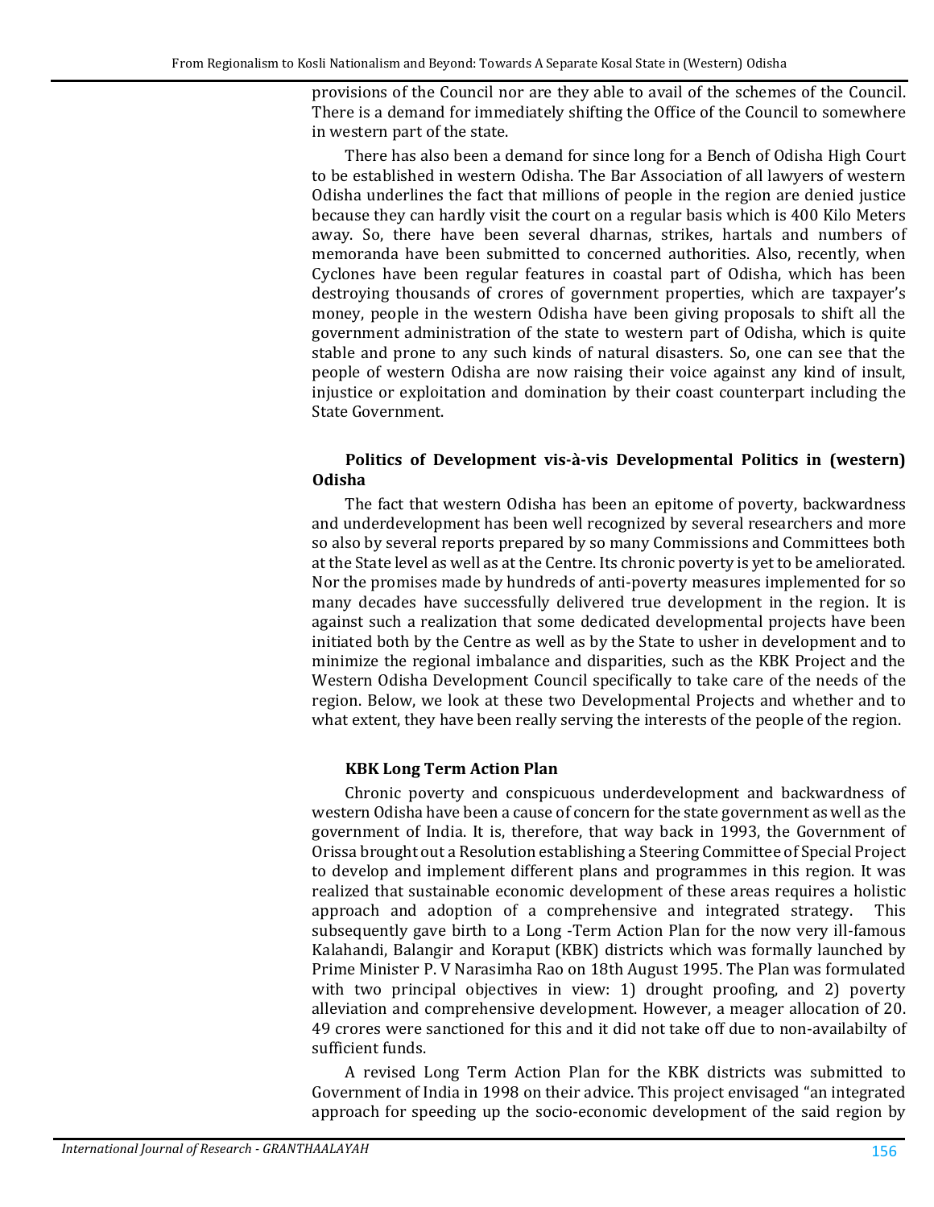provisions of the Council nor are they able to avail of the schemes of the Council. There is a demand for immediately shifting the Office of the Council to somewhere in western part of the state.

There has also been a demand for since long for a Bench of Odisha High Court to be established in western Odisha. The Bar Association of all lawyers of western Odisha underlines the fact that millions of people in the region are denied justice because they can hardly visit the court on a regular basis which is 400 Kilo Meters away. So, there have been several dharnas, strikes, hartals and numbers of memoranda have been submitted to concerned authorities. Also, recently, when Cyclones have been regular features in coastal part of Odisha, which has been destroying thousands of crores of government properties, which are taxpayer's money, people in the western Odisha have been giving proposals to shift all the government administration of the state to western part of Odisha, which is quite stable and prone to any such kinds of natural disasters. So, one can see that the people of western Odisha are now raising their voice against any kind of insult, injustice or exploitation and domination by their coast counterpart including the State Government.

## Politics of Development vis-à-vis Developmental Politics in (western) Odisha

The fact that western Odisha has been an epitome of poverty, backwardness and underdevelopment has been well recognized by several researchers and more so also by several reports prepared by so many Commissions and Committees both at the State level as well as at the Centre. Its chronic poverty is yet to be ameliorated. Nor the promises made by hundreds of anti-poverty measures implemented for so many decades have successfully delivered true development in the region. It is against such a realization that some dedicated developmental projects have been initiated both by the Centre as well as by the State to usher in development and to minimize the regional imbalance and disparities, such as the KBK Project and the Western Odisha Development Council specifically to take care of the needs of the region. Below, we look at these two Developmental Projects and whether and to what extent, they have been really serving the interests of the people of the region.

### KBK Long Term Action Plan

Chronic poverty and conspicuous underdevelopment and backwardness of western Odisha have been a cause of concern for the state government as well as the government of India. It is, therefore, that way back in 1993, the Government of Orissa brought out a Resolution establishing a Steering Committee of Special Project to develop and implement different plans and programmes in this region. It was realized that sustainable economic development of these areas requires a holistic approach and adoption of a comprehensive and integrated strategy. This subsequently gave birth to a Long -Term Action Plan for the now very ill-famous Kalahandi, Balangir and Koraput (KBK) districts which was formally launched by Prime Minister P. V Narasimha Rao on 18th August 1995. The Plan was formulated with two principal objectives in view: 1) drought proofing, and 2) poverty alleviation and comprehensive development. However, a meager allocation of 20. 49 crores were sanctioned for this and it did not take off due to non-availabilty of sufficient funds.

A revised Long Term Action Plan for the KBK districts was submitted to Government of India in 1998 on their advice. This project envisaged "an integrated approach for speeding up the socio-economic development of the said region by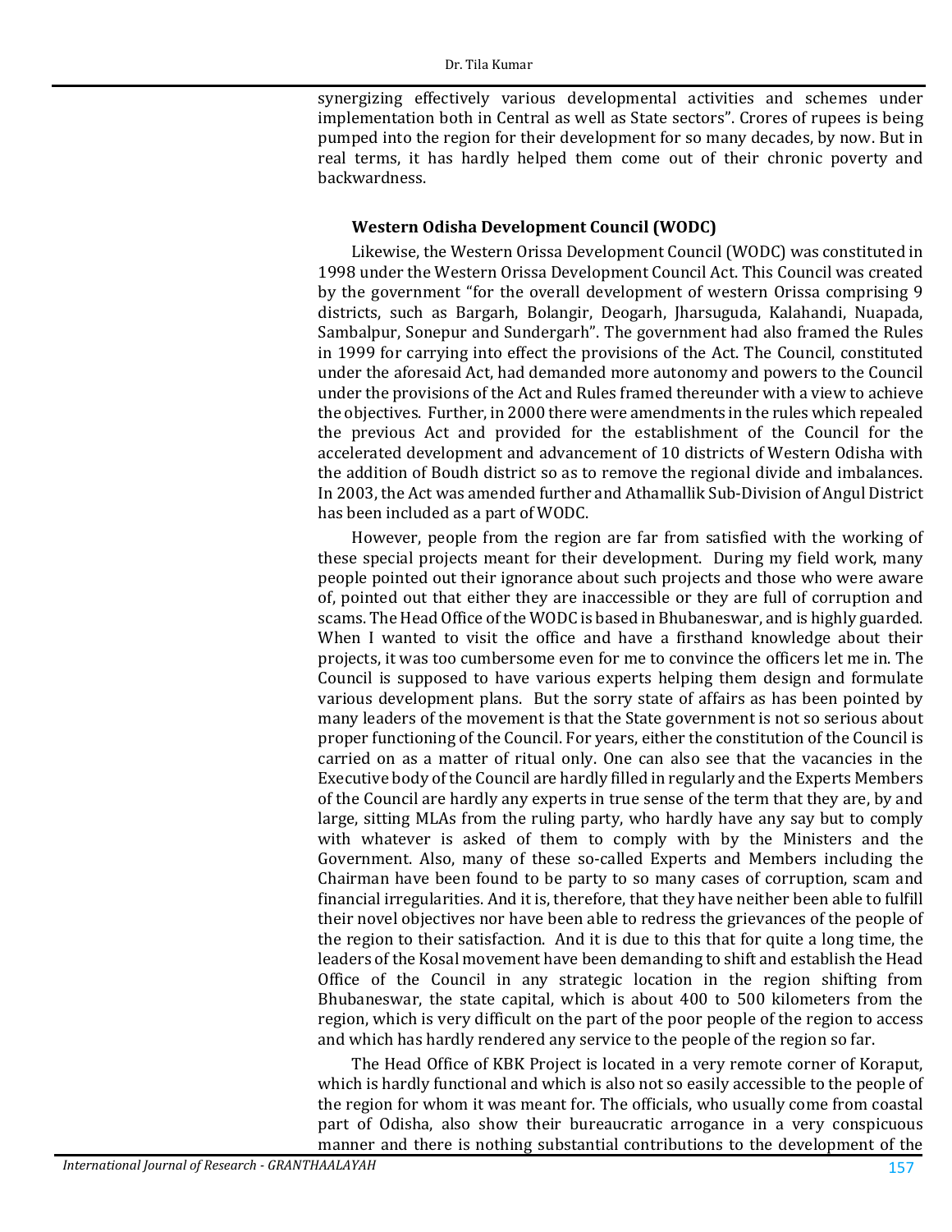synergizing effectively various developmental activities and schemes under implementation both in Central as well as State sectors". Crores of rupees is being pumped into the region for their development for so many decades, by now. But in real terms, it has hardly helped them come out of their chronic poverty and backwardness.

### Western Odisha Development Council (WODC)

Likewise, the Western Orissa Development Council (WODC) was constituted in 1998 under the Western Orissa Development Council Act. This Council was created by the government "for the overall development of western Orissa comprising 9 districts, such as Bargarh, Bolangir, Deogarh, Jharsuguda, Kalahandi, Nuapada, Sambalpur, Sonepur and Sundergarh". The government had also framed the Rules in 1999 for carrying into effect the provisions of the Act. The Council, constituted under the aforesaid Act, had demanded more autonomy and powers to the Council under the provisions of the Act and Rules framed thereunder with a view to achieve the objectives. Further, in 2000 there were amendments in the rules which repealed the previous Act and provided for the establishment of the Council for the accelerated development and advancement of 10 districts of Western Odisha with the addition of Boudh district so as to remove the regional divide and imbalances. In 2003, the Act was amended further and Athamallik Sub-Division of Angul District has been included as a part of WODC.

However, people from the region are far from satisfied with the working of these special projects meant for their development. During my field work, many people pointed out their ignorance about such projects and those who were aware of, pointed out that either they are inaccessible or they are full of corruption and scams. The Head Office of the WODC is based in Bhubaneswar, and is highly guarded. When I wanted to visit the office and have a firsthand knowledge about their projects, it was too cumbersome even for me to convince the officers let me in. The Council is supposed to have various experts helping them design and formulate various development plans. But the sorry state of affairs as has been pointed by many leaders of the movement is that the State government is not so serious about proper functioning of the Council. For years, either the constitution of the Council is carried on as a matter of ritual only. One can also see that the vacancies in the Executive body of the Council are hardly filled in regularly and the Experts Members of the Council are hardly any experts in true sense of the term that they are, by and large, sitting MLAs from the ruling party, who hardly have any say but to comply with whatever is asked of them to comply with by the Ministers and the Government. Also, many of these so-called Experts and Members including the Chairman have been found to be party to so many cases of corruption, scam and financial irregularities. And it is, therefore, that they have neither been able to fulfill their novel objectives nor have been able to redress the grievances of the people of the region to their satisfaction. And it is due to this that for quite a long time, the leaders of the Kosal movement have been demanding to shift and establish the Head Office of the Council in any strategic location in the region shifting from Bhubaneswar, the state capital, which is about 400 to 500 kilometers from the region, which is very difficult on the part of the poor people of the region to access and which has hardly rendered any service to the people of the region so far.

The Head Office of KBK Project is located in a very remote corner of Koraput, which is hardly functional and which is also not so easily accessible to the people of the region for whom it was meant for. The officials, who usually come from coastal part of Odisha, also show their bureaucratic arrogance in a very conspicuous manner and there is nothing substantial contributions to the development of the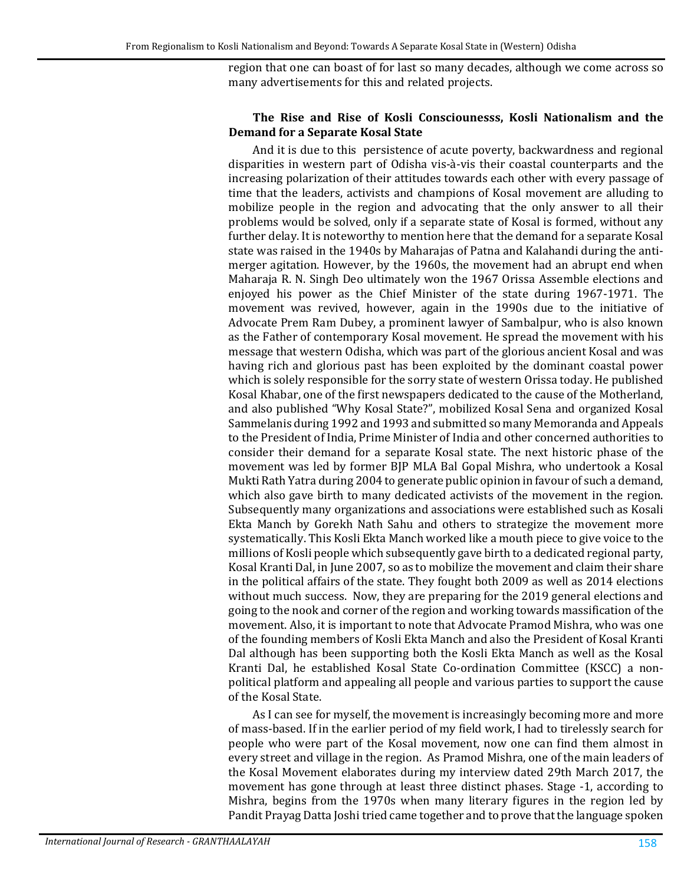region that one can boast of for last so many decades, although we come across so many advertisements for this and related projects.

### The Rise and Rise of Kosli Consciounesss, Kosli Nationalism and the Demand for a Separate Kosal State

And it is due to this persistence of acute poverty, backwardness and regional disparities in western part of Odisha vis-à-vis their coastal counterparts and the increasing polarization of their attitudes towards each other with every passage of time that the leaders, activists and champions of Kosal movement are alluding to mobilize people in the region and advocating that the only answer to all their problems would be solved, only if a separate state of Kosal is formed, without any further delay. It is noteworthy to mention here that the demand for a separate Kosal state was raised in the 1940s by Maharajas of Patna and Kalahandi during the anti-merger agitation. However, by the 1960s, the movement had an abrupt end when Maharaja R. N. Singh Deo ultimately won the 1967 Orissa Assemble elections and enjoyed his power as the Chief Minister of the state during 1967-1971. The movement was revived, however, again in the 1990s due to the initiative of Advocate Prem Ram Dubey, a prominent lawyer of Sambalpur, who is also known as the Father of contemporary Kosal movement. He spread the movement with his message that western Odisha, which was part of the glorious ancient Kosal and was having rich and glorious past has been exploited by the dominant coastal power which is solely responsible for the sorry state of western Orissa today. He published Kosal Khabar, one of the first newspapers dedicated to the cause of the Motherland, and also published "Why Kosal State?", mobilized Kosal Sena and organized Kosal Sammelanis during 1992 and 1993 and submitted so many Memoranda and Appeals to the President of India, Prime Minister of India and other concerned authorities to consider their demand for a separate Kosal state. The next historic phase of the movement was led by former BJP MLA Bal Gopal Mishra, who undertook a Kosal Mukti Rath Yatra during 2004 to generate public opinion in favour of such a demand, which also gave birth to many dedicated activists of the movement in the region. Subsequently many organizations and associations were established such as Kosali Ekta Manch by Gorekh Nath Sahu and others to strategize the movement more systematically. This Kosli Ekta Manch worked like a mouth piece to give voice to the millions of Kosli people which subsequently gave birth to a dedicated regional party, Kosal Kranti Dal, in June 2007, so as to mobilize the movement and claim their share in the political affairs of the state. They fought both 2009 as well as 2014 elections without much success. Now, they are preparing for the 2019 general elections and going to the nook and corner of the region and working towards massification of the movement. Also, it is important to note that Advocate Pramod Mishra, who was one of the founding members of Kosli Ekta Manch and also the President of Kosal Kranti Dal although has been supporting both the Kosli Ekta Manch as well as the Kosal Kranti Dal, he established Kosal State Co-ordination Committee (KSCC) a non-political platform and appealing all people and various parties to support the cause of the Kosal State.

As I can see for myself, the movement is increasingly becoming more and more of mass-based. If in the earlier period of my field work, I had to tirelessly search for people who were part of the Kosal movement, now one can find them almost in every street and village in the region. As Pramod Mishra, one of the main leaders of the Kosal Movement elaborates during my interview dated 29th March 2017, the movement has gone through at least three distinct phases. Stage -1, according to Mishra, begins from the 1970s when many literary figures in the region led by Pandit Prayag Datta Joshi tried came together and to prove that the language spoken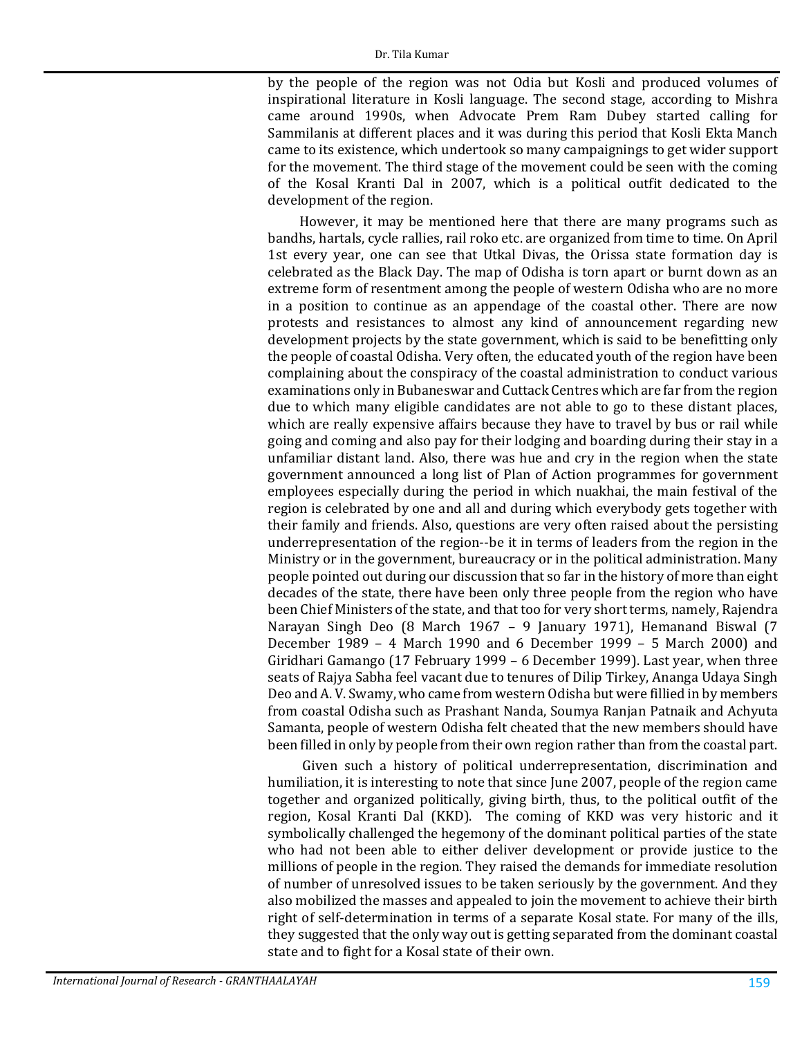by the people of the region was not Odia but Kosli and produced volumes of inspirational literature in Kosli language. The second stage, according to Mishra came around 1990s, when Advocate Prem Ram Dubey started calling for Sammilanis at different places and it was during this period that Kosli Ekta Manch came to its existence, which undertook so many campaignings to get wider support for the movement. The third stage of the movement could be seen with the coming of the Kosal Kranti Dal in 2007, which is a political outfit dedicated to the development of the region.

However, it may be mentioned here that there are many programs such as bandhs, hartals, cycle rallies, rail roko etc. are organized from time to time. On April 1st every year, one can see that Utkal Divas, the Orissa state formation day is celebrated as the Black Day. The map of Odisha is torn apart or burnt down as an extreme form of resentment among the people of western Odisha who are no more in a position to continue as an appendage of the coastal other. There are now protests and resistances to almost any kind of announcement regarding new development projects by the state government, which is said to be benefitting only the people of coastal Odisha. Very often, the educated youth of the region have been complaining about the conspiracy of the coastal administration to conduct various examinations only in Bubaneswar and Cuttack Centres which are far from the region due to which many eligible candidates are not able to go to these distant places, which are really expensive affairs because they have to travel by bus or rail while going and coming and also pay for their lodging and boarding during their stay in a unfamiliar distant land. Also, there was hue and cry in the region when the state government announced a long list of Plan of Action programmes for government employees especially during the period in which nuakhai, the main festival of the region is celebrated by one and all and during which everybody gets together with their family and friends. Also, questions are very often raised about the persisting underrepresentation of the region--be it in terms of leaders from the region in the Ministry or in the government, bureaucracy or in the political administration. Many people pointed out during our discussion that so far in the history of more than eight decades of the state, there have been only three people from the region who have been Chief Ministers of the state, and that too for very short terms, namely, Rajendra Narayan Singh Deo (8 March 1967 – 9 January 1971), Hemanand Biswal (7 December 1989 – 4 March 1990 and 6 December 1999 – 5 March 2000) and Giridhari Gamango (17 February 1999 – 6 December 1999). Last year, when three seats of Rajya Sabha feel vacant due to tenures of Dilip Tirkey, Ananga Udaya Singh Deo and A. V. Swamy, who came from western Odisha but were fillied in by members from coastal Odisha such as Prashant Nanda, Soumya Ranjan Patnaik and Achyuta Samanta, people of western Odisha felt cheated that the new members should have been filled in only by people from their own region rather than from the coastal part.

Given such a history of political underrepresentation, discrimination and humiliation, it is interesting to note that since June 2007, people of the region came together and organized politically, giving birth, thus, to the political outfit of the region, Kosal Kranti Dal (KKD). The coming of KKD was very historic and it symbolically challenged the hegemony of the dominant political parties of the state who had not been able to either deliver development or provide justice to the millions of people in the region. They raised the demands for immediate resolution of number of unresolved issues to be taken seriously by the government. And they also mobilized the masses and appealed to join the movement to achieve their birth right of self-determination in terms of a separate Kosal state. For many of the ills, they suggested that the only way out is getting separated from the dominant coastal state and to fight for a Kosal state of their own.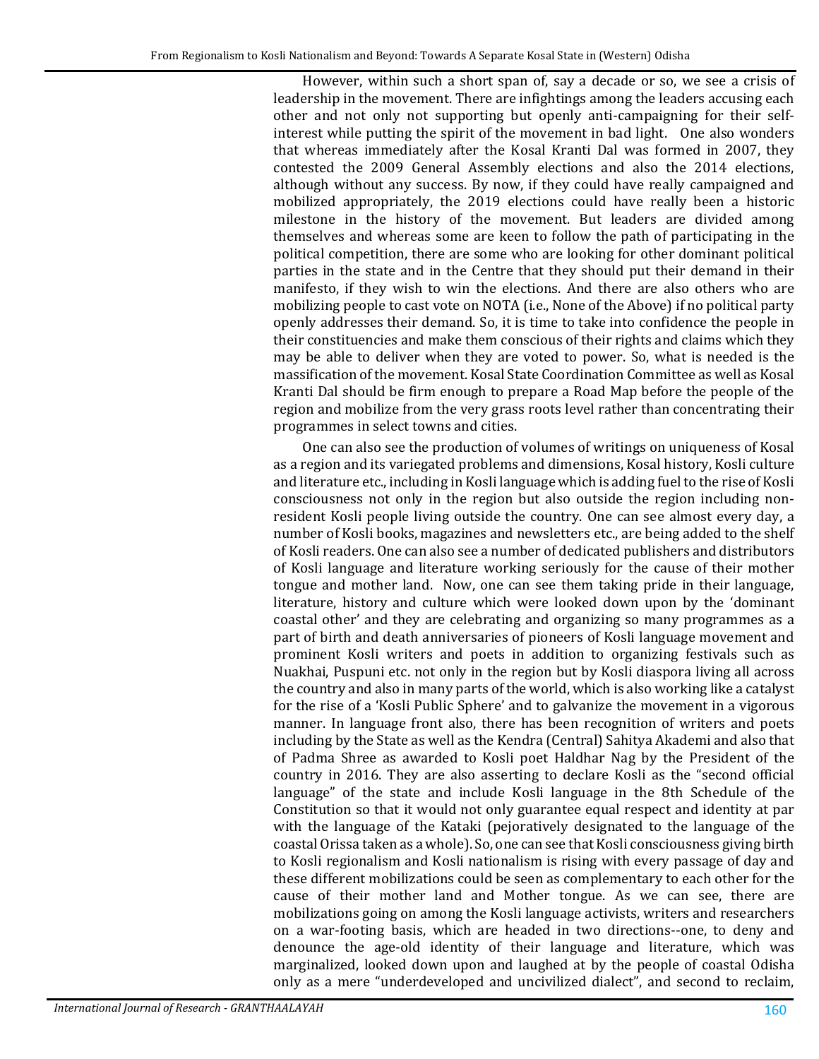However, within such a short span of, say a decade or so, we see a crisis of leadership in the movement. There are infightings among the leaders accusing each other and not only not supporting but openly anti-campaigning for their self-interest while putting the spirit of the movement in bad light. One also wonders that whereas immediately after the Kosal Kranti Dal was formed in 2007, they contested the 2009 General Assembly elections and also the 2014 elections, although without any success. By now, if they could have really campaigned and mobilized appropriately, the 2019 elections could have really been a historic milestone in the history of the movement. But leaders are divided among themselves and whereas some are keen to follow the path of participating in the political competition, there are some who are looking for other dominant political parties in the state and in the Centre that they should put their demand in their manifesto, if they wish to win the elections. And there are also others who are mobilizing people to cast vote on NOTA (i.e., None of the Above) if no political party openly addresses their demand. So, it is time to take into confidence the people in their constituencies and make them conscious of their rights and claims which they may be able to deliver when they are voted to power. So, what is needed is the massification of the movement. Kosal State Coordination Committee as well as Kosal Kranti Dal should be firm enough to prepare a Road Map before the people of the region and mobilize from the very grass roots level rather than concentrating their programmes in select towns and cities.

One can also see the production of volumes of writings on uniqueness of Kosal as a region and its variegated problems and dimensions, Kosal history, Kosli culture and literature etc., including in Kosli language which is adding fuel to the rise of Kosli consciousness not only in the region but also outside the region including non-resident Kosli people living outside the country. One can see almost every day, a number of Kosli books, magazines and newsletters etc., are being added to the shelf of Kosli readers. One can also see a number of dedicated publishers and distributors of Kosli language and literature working seriously for the cause of their mother tongue and mother land. Now, one can see them taking pride in their language, literature, history and culture which were looked down upon by the 'dominant coastal other' and they are celebrating and organizing so many programmes as a part of birth and death anniversaries of pioneers of Kosli language movement and prominent Kosli writers and poets in addition to organizing festivals such as Nuakhai, Puspuni etc. not only in the region but by Kosli diaspora living all across the country and also in many parts of the world, which is also working like a catalyst for the rise of a 'Kosli Public Sphere' and to galvanize the movement in a vigorous manner. In language front also, there has been recognition of writers and poets including by the State as well as the Kendra (Central) Sahitya Akademi and also that of Padma Shree as awarded to Kosli poet Haldhar Nag by the President of the country in 2016. They are also asserting to declare Kosli as the "second official language" of the state and include Kosli language in the 8th Schedule of the Constitution so that it would not only guarantee equal respect and identity at par with the language of the Kataki (pejoratively designated to the language of the coastal Orissa taken as a whole). So, one can see that Kosli consciousness giving birth to Kosli regionalism and Kosli nationalism is rising with every passage of day and these different mobilizations could be seen as complementary to each other for the cause of their mother land and Mother tongue. As we can see, there are mobilizations going on among the Kosli language activists, writers and researchers on a war-footing basis, which are headed in two directions--one, to deny and denounce the age-old identity of their language and literature, which was marginalized, looked down upon and laughed at by the people of coastal Odisha only as a mere "underdeveloped and uncivilized dialect", and second to reclaim,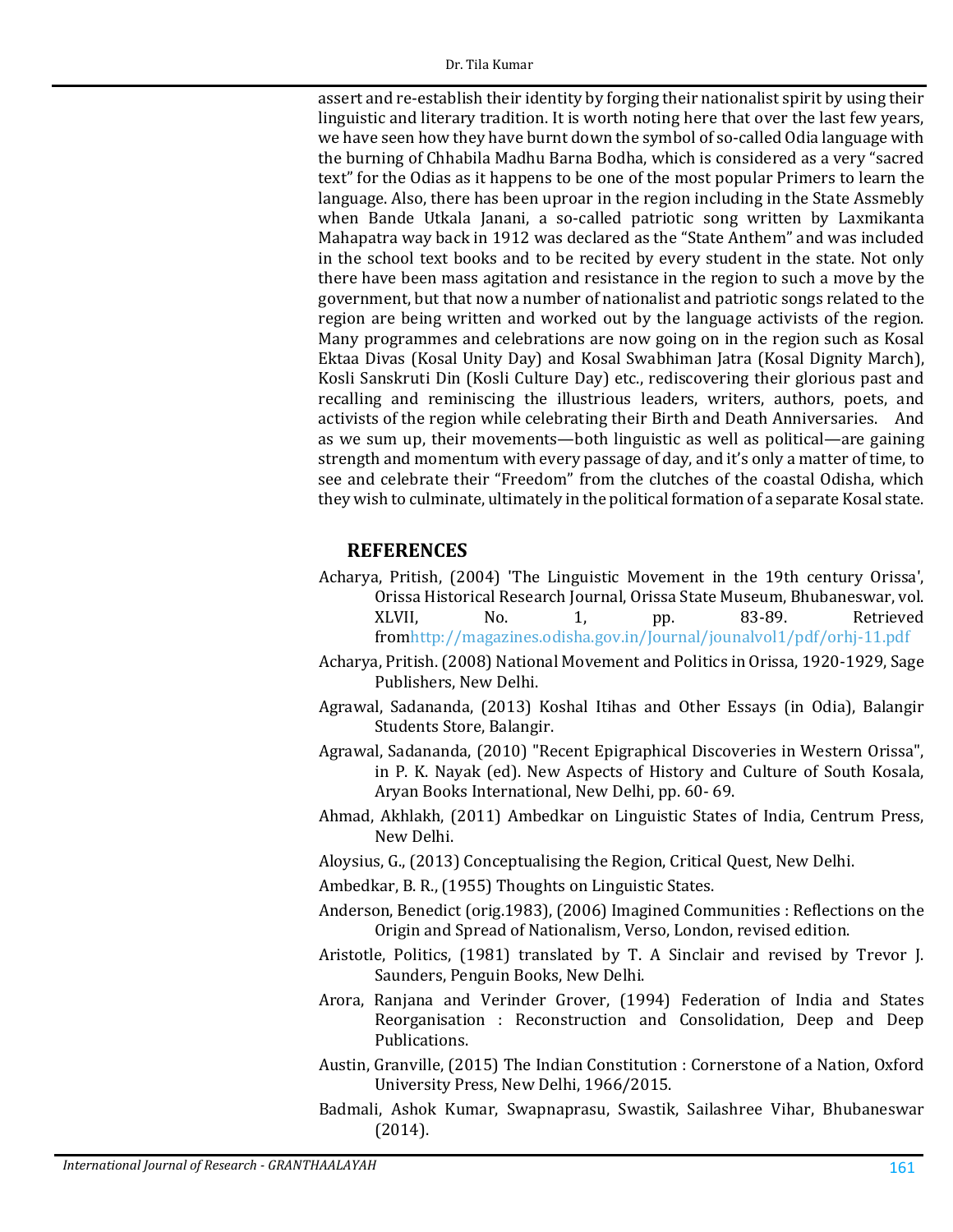assert and re-establish their identity by forging their nationalist spirit by using their linguistic and literary tradition. It is worth noting here that over the last few years, we have seen how they have burnt down the symbol of so-called Odia language with the burning of Chhabila Madhu Barna Bodha, which is considered as a very "sacred text" for the Odias as it happens to be one of the most popular Primers to learn the language. Also, there has been uproar in the region including in the State Assmebly when Bande Utkala Janani, a so-called patriotic song written by Laxmikanta Mahapatra way back in 1912 was declared as the "State Anthem" and was included in the school text books and to be recited by every student in the state. Not only there have been mass agitation and resistance in the region to such a move by the government, but that now a number of nationalist and patriotic songs related to the region are being written and worked out by the language activists of the region. Many programmes and celebrations are now going on in the region such as Kosal Ektaa Divas (Kosal Unity Day) and Kosal Swabhiman Jatra (Kosal Dignity March), Kosli Sanskruti Din (Kosli Culture Day) etc., rediscovering their glorious past and recalling and reminiscing the illustrious leaders, writers, authors, poets, and activists of the region while celebrating their Birth and Death Anniversaries. And as we sum up, their movements—both linguistic as well as political—are gaining strength and momentum with every passage of day, and it's only a matter of time, to see and celebrate their "Freedom" from the clutches of the coastal Odisha, which they wish to culminate, ultimately in the political formation of a separate Kosal state.

## REFERENCES

Acharya, Pritish, (2004) 'The Linguistic Movement in the 19th century Orissa', Orissa Historical Research Journal, Orissa State Museum, Bhubaneswar, vol. XLVII, No. 1, pp. 83-89. Retrieved fromhttp://magazines.odisha.gov.in/Journal/jounalvol1/pdf/orhj-11.pdf

Acharya, Pritish. (2008) National Movement and Politics in Orissa, 1920-1929, Sage Publishers, New Delhi.

Agrawal, Sadananda, (2013) Koshal Itihas and Other Essays (in Odia), Balangir Students Store, Balangir.

Agrawal, Sadananda, (2010) "Recent Epigraphical Discoveries in Western Orissa", in P. K. Nayak (ed). New Aspects of History and Culture of South Kosala, Aryan Books International, New Delhi, pp. 60- 69.

Ahmad, Akhlakh, (2011) Ambedkar on Linguistic States of India, Centrum Press, New Delhi.

Aloysius, G., (2013) Conceptualising the Region, Critical Quest, New Delhi.

Ambedkar, B. R., (1955) Thoughts on Linguistic States.

Anderson, Benedict (orig.1983), (2006) Imagined Communities : Reflections on the Origin and Spread of Nationalism, Verso, London, revised edition.

Aristotle, Politics, (1981) translated by T. A Sinclair and revised by Trevor J. Saunders, Penguin Books, New Delhi.

Arora, Ranjana and Verinder Grover, (1994) Federation of India and States Reorganisation : Reconstruction and Consolidation, Deep and Deep Publications.

Austin, Granville, (2015) The Indian Constitution : Cornerstone of a Nation, Oxford University Press, New Delhi, 1966/2015.

Badmali, Ashok Kumar, Swapnaprasu, Swastik, Sailashree Vihar, Bhubaneswar (2014).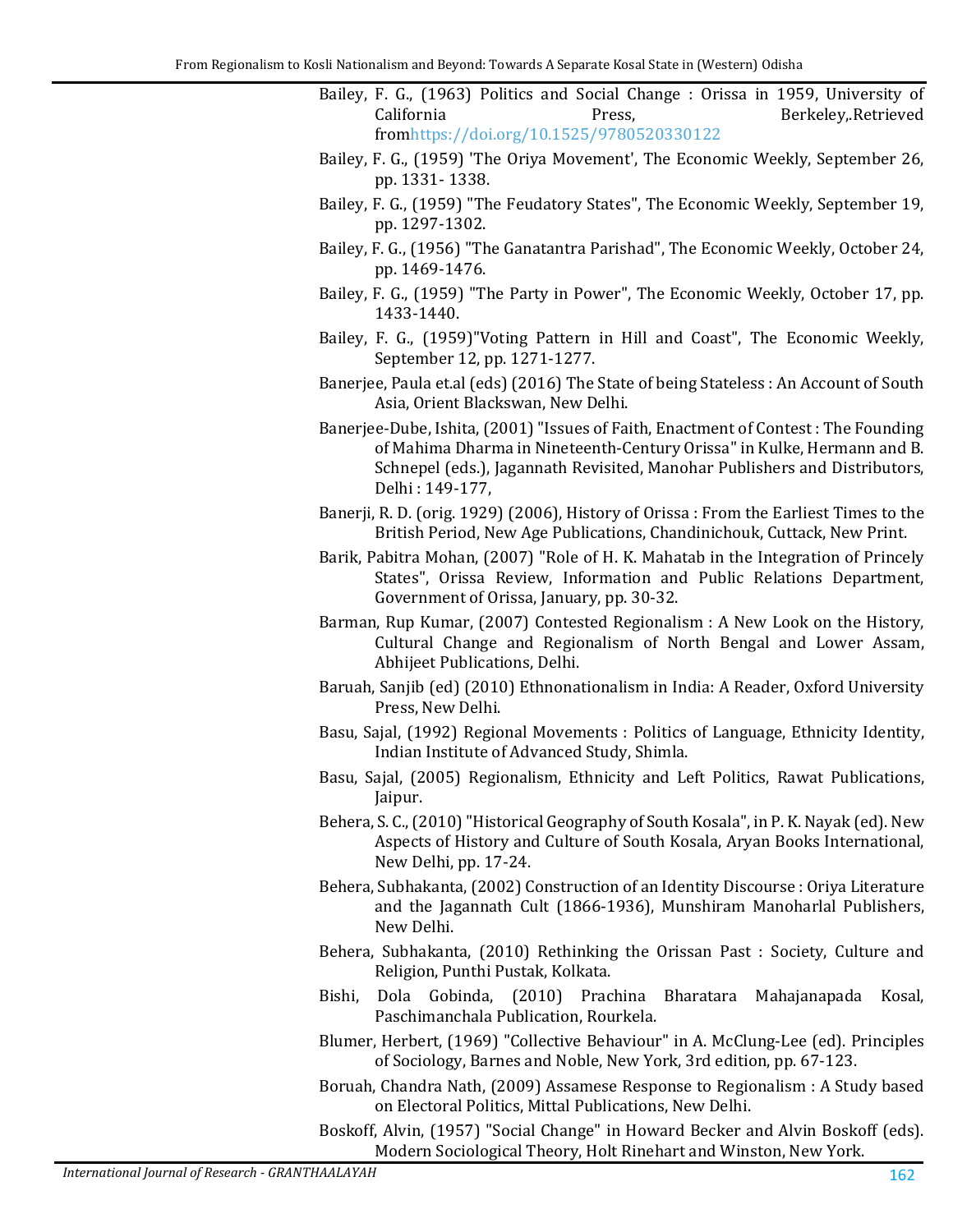Bailey, F. G., (1963) Politics and Social Change : Orissa in 1959, University of California Press, Berkeley,.Retrieved fromhttps://doi.org/10.1525/9780520330122

Bailey, F. G., (1959) 'The Oriya Movement', The Economic Weekly, September 26, pp. 1331- 1338.

Bailey, F. G., (1959) "The Feudatory States", The Economic Weekly, September 19, pp. 1297-1302.

Bailey, F. G., (1956) "The Ganatantra Parishad", The Economic Weekly, October 24, pp. 1469-1476.

Bailey, F. G., (1959) "The Party in Power", The Economic Weekly, October 17, pp. 1433-1440.

Bailey, F. G., (1959)"Voting Pattern in Hill and Coast", The Economic Weekly, September 12, pp. 1271-1277.

Banerjee, Paula et.al (eds) (2016) The State of being Stateless : An Account of South Asia, Orient Blackswan, New Delhi.

Banerjee-Dube, Ishita, (2001) "Issues of Faith, Enactment of Contest : The Founding of Mahima Dharma in Nineteenth-Century Orissa" in Kulke, Hermann and B. Schnepel (eds.), Jagannath Revisited, Manohar Publishers and Distributors, Delhi : 149-177,

Banerji, R. D. (orig. 1929) (2006), History of Orissa : From the Earliest Times to the British Period, New Age Publications, Chandinichouk, Cuttack, New Print.

Barik, Pabitra Mohan, (2007) "Role of H. K. Mahatab in the Integration of Princely States", Orissa Review, Information and Public Relations Department, Government of Orissa, January, pp. 30-32.

Barman, Rup Kumar, (2007) Contested Regionalism : A New Look on the History, Cultural Change and Regionalism of North Bengal and Lower Assam, Abhijeet Publications, Delhi.

Baruah, Sanjib (ed) (2010) Ethnonationalism in India: A Reader, Oxford University Press, New Delhi.

Basu, Sajal, (1992) Regional Movements : Politics of Language, Ethnicity Identity, Indian Institute of Advanced Study, Shimla.

Basu, Sajal, (2005) Regionalism, Ethnicity and Left Politics, Rawat Publications, Jaipur.

Behera, S. C., (2010) "Historical Geography of South Kosala", in P. K. Nayak (ed). New Aspects of History and Culture of South Kosala, Aryan Books International, New Delhi, pp. 17-24.

Behera, Subhakanta, (2002) Construction of an Identity Discourse : Oriya Literature and the Jagannath Cult (1866-1936), Munshiram Manoharlal Publishers, New Delhi.

Behera, Subhakanta, (2010) Rethinking the Orissan Past : Society, Culture and Religion, Punthi Pustak, Kolkata.

Bishi, Dola Gobinda, (2010) Prachina Bharatara Mahajanapada Kosal, Paschimanchala Publication, Rourkela.

Blumer, Herbert, (1969) "Collective Behaviour" in A. McClung-Lee (ed). Principles of Sociology, Barnes and Noble, New York, 3rd edition, pp. 67-123.

Boruah, Chandra Nath, (2009) Assamese Response to Regionalism : A Study based on Electoral Politics, Mittal Publications, New Delhi.

Boskoff, Alvin, (1957) "Social Change" in Howard Becker and Alvin Boskoff (eds). Modern Sociological Theory, Holt Rinehart and Winston, New York.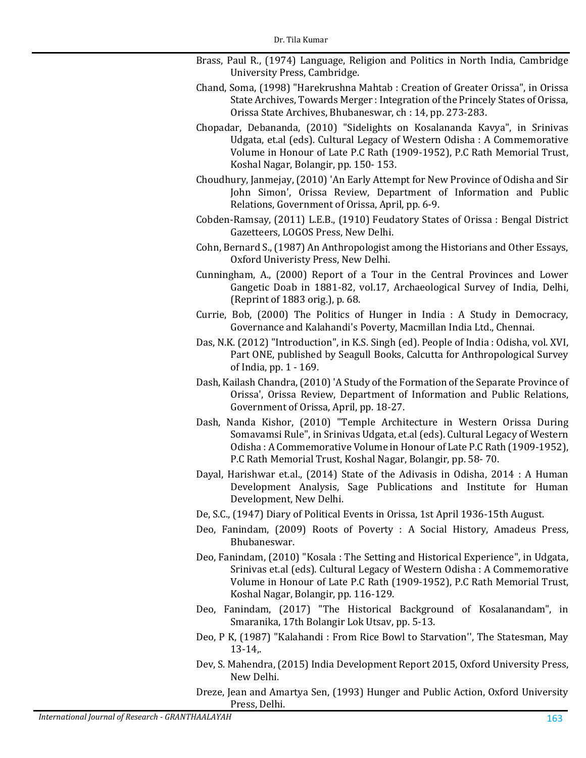Brass, Paul R., (1974) Language, Religion and Politics in North India, Cambridge University Press, Cambridge.

Chand, Soma, (1998) "Harekrushna Mahtab : Creation of Greater Orissa", in Orissa State Archives, Towards Merger : Integration of the Princely States of Orissa, Orissa State Archives, Bhubaneswar, ch : 14, pp. 273-283.

Chopadar, Debananda, (2010) "Sidelights on Kosalananda Kavya", in Srinivas Udgata, et.al (eds). Cultural Legacy of Western Odisha : A Commemorative Volume in Honour of Late P.C Rath (1909-1952), P.C Rath Memorial Trust, Koshal Nagar, Bolangir, pp. 150- 153.

Choudhury, Janmejay, (2010) 'An Early Attempt for New Province of Odisha and Sir John Simon', Orissa Review, Department of Information and Public Relations, Government of Orissa, April, pp. 6-9.

Cobden-Ramsay, (2011) L.E.B., (1910) Feudatory States of Orissa : Bengal District Gazetteers, LOGOS Press, New Delhi.

Cohn, Bernard S., (1987) An Anthropologist among the Historians and Other Essays, Oxford Univeristy Press, New Delhi.

Cunningham, A., (2000) Report of a Tour in the Central Provinces and Lower Gangetic Doab in 1881-82, vol.17, Archaeological Survey of India, Delhi, (Reprint of 1883 orig.), p. 68.

Currie, Bob, (2000) The Politics of Hunger in India : A Study in Democracy, Governance and Kalahandi's Poverty, Macmillan India Ltd., Chennai.

Das, N.K. (2012) "Introduction", in K.S. Singh (ed). People of India : Odisha, vol. XVI, Part ONE, published by Seagull Books, Calcutta for Anthropological Survey of India, pp. 1 - 169.

Dash, Kailash Chandra, (2010) 'A Study of the Formation of the Separate Province of Orissa', Orissa Review, Department of Information and Public Relations, Government of Orissa, April, pp. 18-27.

Dash, Nanda Kishor, (2010) "Temple Architecture in Western Orissa During Somavamsi Rule", in Srinivas Udgata, et.al (eds). Cultural Legacy of Western Odisha : A Commemorative Volume in Honour of Late P.C Rath (1909-1952), P.C Rath Memorial Trust, Koshal Nagar, Bolangir, pp. 58- 70.

Dayal, Harishwar et.al., (2014) State of the Adivasis in Odisha, 2014 : A Human Development Analysis, Sage Publications and Institute for Human Development, New Delhi.

De, S.C., (1947) Diary of Political Events in Orissa, 1st April 1936-15th August.

Deo, Fanindam, (2009) Roots of Poverty : A Social History, Amadeus Press, Bhubaneswar.

Deo, Fanindam, (2010) "Kosala : The Setting and Historical Experience", in Udgata, Srinivas et.al (eds). Cultural Legacy of Western Odisha : A Commemorative Volume in Honour of Late P.C Rath (1909-1952), P.C Rath Memorial Trust, Koshal Nagar, Bolangir, pp. 116-129.

Deo, Fanindam, (2017) "The Historical Background of Kosalanandam", in Smaranika, 17th Bolangir Lok Utsav, pp. 5-13.

Deo, P K, (1987) "Kalahandi : From Rice Bowl to Starvation'', The Statesman, May 13-14,.

Dev, S. Mahendra, (2015) India Development Report 2015, Oxford University Press, New Delhi.

Dreze, Jean and Amartya Sen, (1993) Hunger and Public Action, Oxford University Press, Delhi.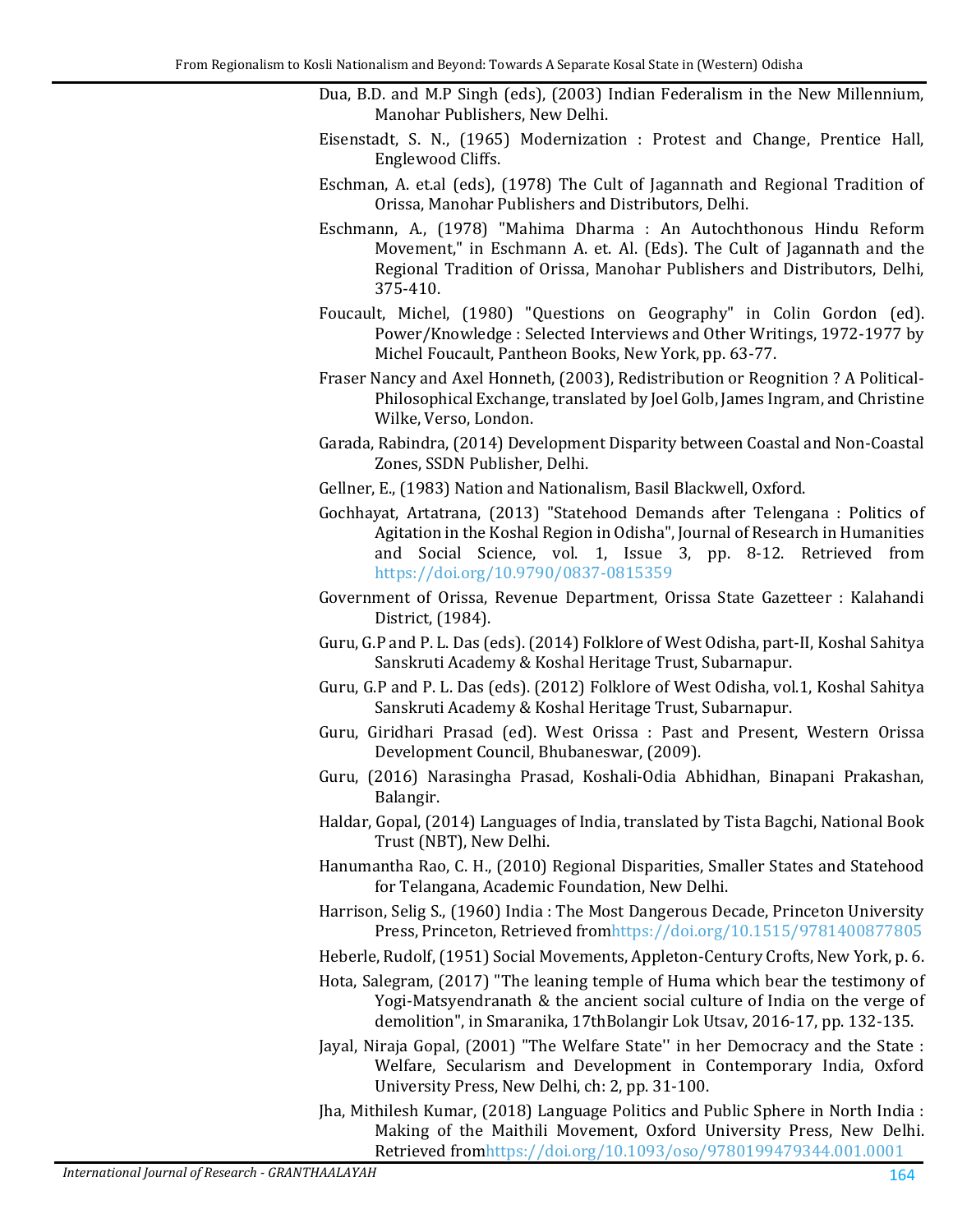Dua, B.D. and M.P Singh (eds), (2003) Indian Federalism in the New Millennium, Manohar Publishers, New Delhi.

Eisenstadt, S. N., (1965) Modernization : Protest and Change, Prentice Hall, Englewood Cliffs.

Eschman, A. et.al (eds), (1978) The Cult of Jagannath and Regional Tradition of Orissa, Manohar Publishers and Distributors, Delhi.

Eschmann, A., (1978) "Mahima Dharma : An Autochthonous Hindu Reform Movement," in Eschmann A. et. Al. (Eds). The Cult of Jagannath and the Regional Tradition of Orissa, Manohar Publishers and Distributors, Delhi, 375-410.

Foucault, Michel, (1980) "Questions on Geography" in Colin Gordon (ed). Power/Knowledge : Selected Interviews and Other Writings, 1972-1977 by Michel Foucault, Pantheon Books, New York, pp. 63-77.

Fraser Nancy and Axel Honneth, (2003), Redistribution or Reognition ? A Political-Philosophical Exchange, translated by Joel Golb, James Ingram, and Christine Wilke, Verso, London.

Garada, Rabindra, (2014) Development Disparity between Coastal and Non-Coastal Zones, SSDN Publisher, Delhi.

Gellner, E., (1983) Nation and Nationalism, Basil Blackwell, Oxford.

Gochhayat, Artatrana, (2013) "Statehood Demands after Telengana : Politics of Agitation in the Koshal Region in Odisha", Journal of Research in Humanities and Social Science, vol. 1, Issue 3, pp. 8-12. Retrieved from https://doi.org/10.9790/0837-0815359

Government of Orissa, Revenue Department, Orissa State Gazetteer : Kalahandi District, (1984).

Guru, G.P and P. L. Das (eds). (2014) Folklore of West Odisha, part-II, Koshal Sahitya Sanskruti Academy & Koshal Heritage Trust, Subarnapur.

Guru, G.P and P. L. Das (eds). (2012) Folklore of West Odisha, vol.1, Koshal Sahitya Sanskruti Academy & Koshal Heritage Trust, Subarnapur.

Guru, Giridhari Prasad (ed). West Orissa : Past and Present, Western Orissa Development Council, Bhubaneswar, (2009).

Guru, (2016) Narasingha Prasad, Koshali-Odia Abhidhan, Binapani Prakashan, Balangir.

Haldar, Gopal, (2014) Languages of India, translated by Tista Bagchi, National Book Trust (NBT), New Delhi.

Hanumantha Rao, C. H., (2010) Regional Disparities, Smaller States and Statehood for Telangana, Academic Foundation, New Delhi.

Harrison, Selig S., (1960) India : The Most Dangerous Decade, Princeton University Press, Princeton, Retrieved fromhttps://doi.org/10.1515/9781400877805

Heberle, Rudolf, (1951) Social Movements, Appleton-Century Crofts, New York, p. 6.

Hota, Salegram, (2017) "The leaning temple of Huma which bear the testimony of Yogi-Matsyendranath & the ancient social culture of India on the verge of demolition", in Smaranika, 17thBolangir Lok Utsav, 2016-17, pp. 132-135.

Jayal, Niraja Gopal, (2001) "The Welfare State'' in her Democracy and the State : Welfare, Secularism and Development in Contemporary India, Oxford University Press, New Delhi, ch: 2, pp. 31-100.

Jha, Mithilesh Kumar, (2018) Language Politics and Public Sphere in North India : Making of the Maithili Movement, Oxford University Press, New Delhi. Retrieved fromhttps://doi.org/10.1093/oso/9780199479344.001.0001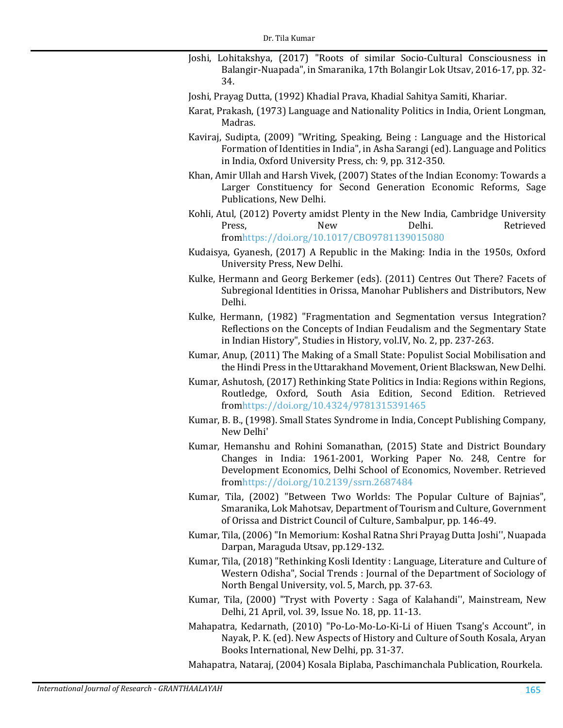Joshi, Lohitakshya, (2017) "Roots of similar Socio-Cultural Consciousness in Balangir-Nuapada", in Smaranika, 17th Bolangir Lok Utsav, 2016-17, pp. 32-34.

Joshi, Prayag Dutta, (1992) Khadial Prava, Khadial Sahitya Samiti, Khariar.

Karat, Prakash, (1973) Language and Nationality Politics in India, Orient Longman, Madras.

Kaviraj, Sudipta, (2009) "Writing, Speaking, Being : Language and the Historical Formation of Identities in India", in Asha Sarangi (ed). Language and Politics in India, Oxford University Press, ch: 9, pp. 312-350.

Khan, Amir Ullah and Harsh Vivek, (2007) States of the Indian Economy: Towards a Larger Constituency for Second Generation Economic Reforms, Sage Publications, New Delhi.

Kohli, Atul, (2012) Poverty amidst Plenty in the New India, Cambridge University Press, New Delhi. Retrieved fromhttps://doi.org/10.1017/CBO9781139015080

Kudaisya, Gyanesh, (2017) A Republic in the Making: India in the 1950s, Oxford University Press, New Delhi.

Kulke, Hermann and Georg Berkemer (eds). (2011) Centres Out There? Facets of Subregional Identities in Orissa, Manohar Publishers and Distributors, New Delhi.

Kulke, Hermann, (1982) "Fragmentation and Segmentation versus Integration? Reflections on the Concepts of Indian Feudalism and the Segmentary State in Indian History", Studies in History, vol.IV, No. 2, pp. 237-263.

Kumar, Anup, (2011) The Making of a Small State: Populist Social Mobilisation and the Hindi Press in the Uttarakhand Movement, Orient Blackswan, New Delhi.

Kumar, Ashutosh, (2017) Rethinking State Politics in India: Regions within Regions, Routledge, Oxford, South Asia Edition, Second Edition. Retrieved fromhttps://doi.org/10.4324/9781315391465

Kumar, B. B., (1998). Small States Syndrome in India, Concept Publishing Company, New Delhi'

Kumar, Hemanshu and Rohini Somanathan, (2015) State and District Boundary Changes in India: 1961-2001, Working Paper No. 248, Centre for Development Economics, Delhi School of Economics, November. Retrieved fromhttps://doi.org/10.2139/ssrn.2687484

Kumar, Tila, (2002) "Between Two Worlds: The Popular Culture of Bajnias", Smaranika, Lok Mahotsav, Department of Tourism and Culture, Government of Orissa and District Council of Culture, Sambalpur, pp. 146-49.

Kumar, Tila, (2006) "In Memorium: Koshal Ratna Shri Prayag Dutta Joshi'', Nuapada Darpan, Maraguda Utsav, pp.129-132.

Kumar, Tila, (2018) "Rethinking Kosli Identity : Language, Literature and Culture of Western Odisha", Social Trends : Journal of the Department of Sociology of North Bengal University, vol. 5, March, pp. 37-63.

Kumar, Tila, (2000) "Tryst with Poverty : Saga of Kalahandi'', Mainstream, New Delhi, 21 April, vol. 39, Issue No. 18, pp. 11-13.

Mahapatra, Kedarnath, (2010) "Po-Lo-Mo-Lo-Ki-Li of Hiuen Tsang's Account", in Nayak, P. K. (ed). New Aspects of History and Culture of South Kosala, Aryan Books International, New Delhi, pp. 31-37.

Mahapatra, Nataraj, (2004) Kosala Biplaba, Paschimanchala Publication, Rourkela.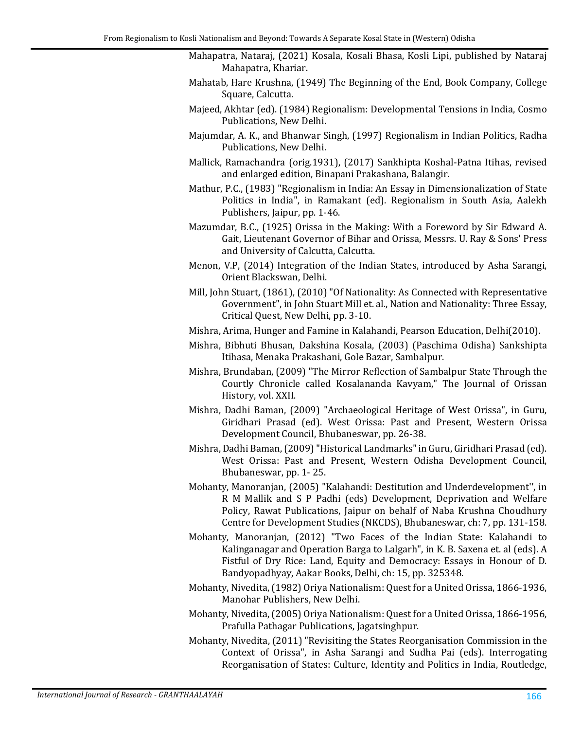Mahapatra, Nataraj, (2021) Kosala, Kosali Bhasa, Kosli Lipi, published by Nataraj Mahapatra, Khariar.

Mahatab, Hare Krushna, (1949) The Beginning of the End, Book Company, College Square, Calcutta.

Majeed, Akhtar (ed). (1984) Regionalism: Developmental Tensions in India, Cosmo Publications, New Delhi.

Majumdar, A. K., and Bhanwar Singh, (1997) Regionalism in Indian Politics, Radha Publications, New Delhi.

Mallick, Ramachandra (orig.1931), (2017) Sankhipta Koshal-Patna Itihas, revised and enlarged edition, Binapani Prakashana, Balangir.

Mathur, P.C., (1983) "Regionalism in India: An Essay in Dimensionalization of State Politics in India", in Ramakant (ed). Regionalism in South Asia, Aalekh Publishers, Jaipur, pp. 1-46.

Mazumdar, B.C., (1925) Orissa in the Making: With a Foreword by Sir Edward A. Gait, Lieutenant Governor of Bihar and Orissa, Messrs. U. Ray & Sons' Press and University of Calcutta, Calcutta.

Menon, V.P, (2014) Integration of the Indian States, introduced by Asha Sarangi, Orient Blackswan, Delhi.

Mill, John Stuart, (1861), (2010) "Of Nationality: As Connected with Representative Government", in John Stuart Mill et. al., Nation and Nationality: Three Essay, Critical Quest, New Delhi, pp. 3-10.

Mishra, Arima, Hunger and Famine in Kalahandi, Pearson Education, Delhi(2010).

Mishra, Bibhuti Bhusan, Dakshina Kosala, (2003) (Paschima Odisha) Sankshipta Itihasa, Menaka Prakashani, Gole Bazar, Sambalpur.

Mishra, Brundaban, (2009) "The Mirror Reflection of Sambalpur State Through the Courtly Chronicle called Kosalananda Kavyam," The Journal of Orissan History, vol. XXII.

Mishra, Dadhi Baman, (2009) "Archaeological Heritage of West Orissa", in Guru, Giridhari Prasad (ed). West Orissa: Past and Present, Western Orissa Development Council, Bhubaneswar, pp. 26-38.

Mishra, Dadhi Baman, (2009) "Historical Landmarks" in Guru, Giridhari Prasad (ed). West Orissa: Past and Present, Western Odisha Development Council, Bhubaneswar, pp. 1- 25.

Mohanty, Manoranjan, (2005) "Kalahandi: Destitution and Underdevelopment'', in R M Mallik and S P Padhi (eds) Development, Deprivation and Welfare Policy, Rawat Publications, Jaipur on behalf of Naba Krushna Choudhury Centre for Development Studies (NKCDS), Bhubaneswar, ch: 7, pp. 131-158.

Mohanty, Manoranjan, (2012) "Two Faces of the Indian State: Kalahandi to Kalinganagar and Operation Barga to Lalgarh", in K. B. Saxena et. al (eds). A Fistful of Dry Rice: Land, Equity and Democracy: Essays in Honour of D. Bandyopadhyay, Aakar Books, Delhi, ch: 15, pp. 325348.

Mohanty, Nivedita, (1982) Oriya Nationalism: Quest for a United Orissa, 1866-1936, Manohar Publishers, New Delhi.

Mohanty, Nivedita, (2005) Oriya Nationalism: Quest for a United Orissa, 1866-1956, Prafulla Pathagar Publications, Jagatsinghpur.

Mohanty, Nivedita, (2011) "Revisiting the States Reorganisation Commission in the Context of Orissa", in Asha Sarangi and Sudha Pai (eds). Interrogating Reorganisation of States: Culture, Identity and Politics in India, Routledge,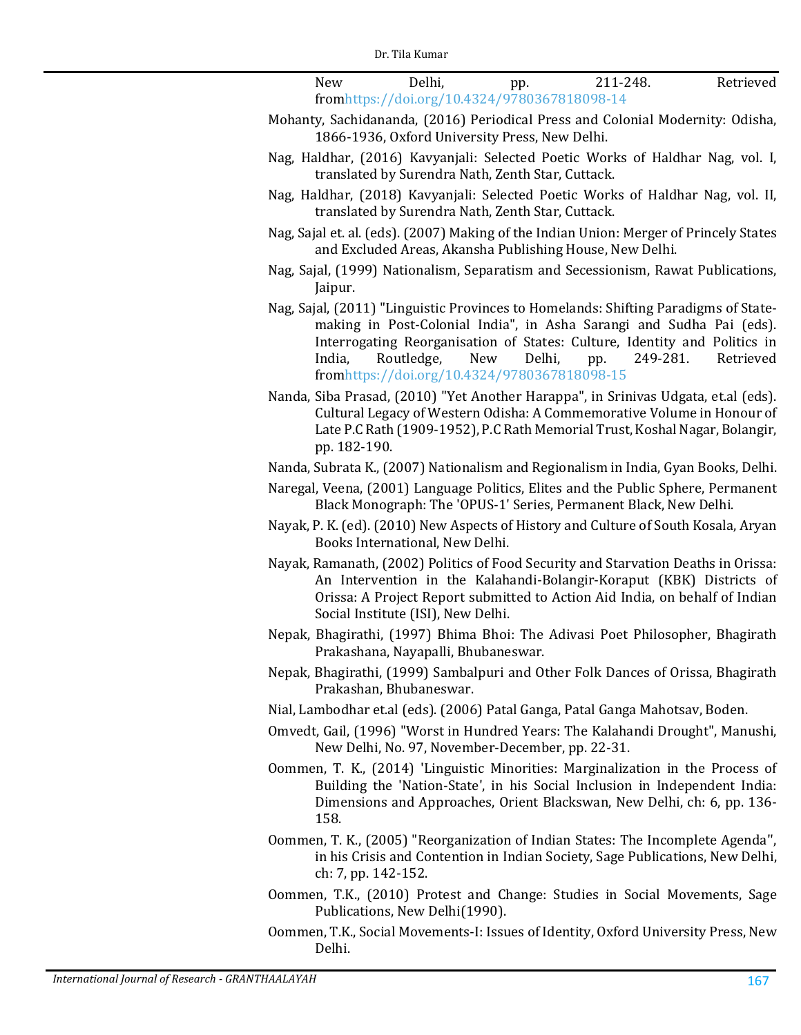New Delhi, pp. 211-248. Retrieved fromhttps://doi.org/10.4324/9780367818098-14

Mohanty, Sachidananda, (2016) Periodical Press and Colonial Modernity: Odisha, 1866-1936, Oxford University Press, New Delhi.

Nag, Haldhar, (2016) Kavyanjali: Selected Poetic Works of Haldhar Nag, vol. I, translated by Surendra Nath, Zenth Star, Cuttack.

Nag, Haldhar, (2018) Kavyanjali: Selected Poetic Works of Haldhar Nag, vol. II, translated by Surendra Nath, Zenth Star, Cuttack.

Nag, Sajal et. al. (eds). (2007) Making of the Indian Union: Merger of Princely States and Excluded Areas, Akansha Publishing House, New Delhi.

Nag, Sajal, (1999) Nationalism, Separatism and Secessionism, Rawat Publications, Jaipur.

Nag, Sajal, (2011) "Linguistic Provinces to Homelands: Shifting Paradigms of State-making in Post-Colonial India", in Asha Sarangi and Sudha Pai (eds). Interrogating Reorganisation of States: Culture, Identity and Politics in India, Routledge, New Delhi, pp. 249-281. Retrieved fromhttps://doi.org/10.4324/9780367818098-15

Nanda, Siba Prasad, (2010) "Yet Another Harappa", in Srinivas Udgata, et.al (eds). Cultural Legacy of Western Odisha: A Commemorative Volume in Honour of Late P.C Rath (1909-1952), P.C Rath Memorial Trust, Koshal Nagar, Bolangir, pp. 182-190.

Nanda, Subrata K., (2007) Nationalism and Regionalism in India, Gyan Books, Delhi.

Naregal, Veena, (2001) Language Politics, Elites and the Public Sphere, Permanent Black Monograph: The 'OPUS-1' Series, Permanent Black, New Delhi.

Nayak, P. K. (ed). (2010) New Aspects of History and Culture of South Kosala, Aryan Books International, New Delhi.

Nayak, Ramanath, (2002) Politics of Food Security and Starvation Deaths in Orissa: An Intervention in the Kalahandi-Bolangir-Koraput (KBK) Districts of Orissa: A Project Report submitted to Action Aid India, on behalf of Indian Social Institute (ISI), New Delhi.

Nepak, Bhagirathi, (1997) Bhima Bhoi: The Adivasi Poet Philosopher, Bhagirath Prakashana, Nayapalli, Bhubaneswar.

Nepak, Bhagirathi, (1999) Sambalpuri and Other Folk Dances of Orissa, Bhagirath Prakashan, Bhubaneswar.

Nial, Lambodhar et.al (eds). (2006) Patal Ganga, Patal Ganga Mahotsav, Boden.

Omvedt, Gail, (1996) "Worst in Hundred Years: The Kalahandi Drought", Manushi, New Delhi, No. 97, November-December, pp. 22-31.

Oommen, T. K., (2014) 'Linguistic Minorities: Marginalization in the Process of Building the 'Nation-State', in his Social Inclusion in Independent India: Dimensions and Approaches, Orient Blackswan, New Delhi, ch: 6, pp. 136-158.

Oommen, T. K., (2005) "Reorganization of Indian States: The Incomplete Agenda", in his Crisis and Contention in Indian Society, Sage Publications, New Delhi, ch: 7, pp. 142-152.

Oommen, T.K., (2010) Protest and Change: Studies in Social Movements, Sage Publications, New Delhi(1990).

Oommen, T.K., Social Movements-I: Issues of Identity, Oxford University Press, New Delhi.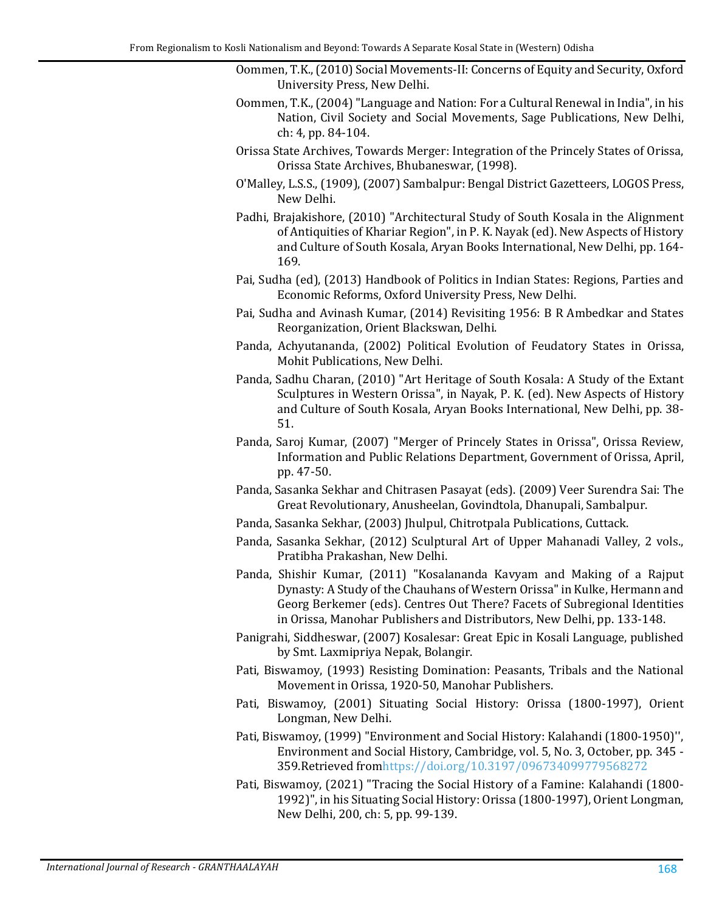Oommen, T.K., (2010) Social Movements-II: Concerns of Equity and Security, Oxford University Press, New Delhi.

Oommen, T.K., (2004) "Language and Nation: For a Cultural Renewal in India", in his Nation, Civil Society and Social Movements, Sage Publications, New Delhi, ch: 4, pp. 84-104.

Orissa State Archives, Towards Merger: Integration of the Princely States of Orissa, Orissa State Archives, Bhubaneswar, (1998).

O'Malley, L.S.S., (1909), (2007) Sambalpur: Bengal District Gazetteers, LOGOS Press, New Delhi.

Padhi, Brajakishore, (2010) "Architectural Study of South Kosala in the Alignment of Antiquities of Khariar Region", in P. K. Nayak (ed). New Aspects of History and Culture of South Kosala, Aryan Books International, New Delhi, pp. 164-169.

Pai, Sudha (ed), (2013) Handbook of Politics in Indian States: Regions, Parties and Economic Reforms, Oxford University Press, New Delhi.

Pai, Sudha and Avinash Kumar, (2014) Revisiting 1956: B R Ambedkar and States Reorganization, Orient Blackswan, Delhi.

Panda, Achyutananda, (2002) Political Evolution of Feudatory States in Orissa, Mohit Publications, New Delhi.

Panda, Sadhu Charan, (2010) "Art Heritage of South Kosala: A Study of the Extant Sculptures in Western Orissa", in Nayak, P. K. (ed). New Aspects of History and Culture of South Kosala, Aryan Books International, New Delhi, pp. 38-51.

Panda, Saroj Kumar, (2007) "Merger of Princely States in Orissa", Orissa Review, Information and Public Relations Department, Government of Orissa, April, pp. 47-50.

Panda, Sasanka Sekhar and Chitrasen Pasayat (eds). (2009) Veer Surendra Sai: The Great Revolutionary, Anusheelan, Govindtola, Dhanupali, Sambalpur.

Panda, Sasanka Sekhar, (2003) Jhulpul, Chitrotpala Publications, Cuttack.

Panda, Sasanka Sekhar, (2012) Sculptural Art of Upper Mahanadi Valley, 2 vols., Pratibha Prakashan, New Delhi.

Panda, Shishir Kumar, (2011) "Kosalananda Kavyam and Making of a Rajput Dynasty: A Study of the Chauhans of Western Orissa" in Kulke, Hermann and Georg Berkemer (eds). Centres Out There? Facets of Subregional Identities in Orissa, Manohar Publishers and Distributors, New Delhi, pp. 133-148.

Panigrahi, Siddheswar, (2007) Kosalesar: Great Epic in Kosali Language, published by Smt. Laxmipriya Nepak, Bolangir.

Pati, Biswamoy, (1993) Resisting Domination: Peasants, Tribals and the National Movement in Orissa, 1920-50, Manohar Publishers.

Pati, Biswamoy, (2001) Situating Social History: Orissa (1800-1997), Orient Longman, New Delhi.

Pati, Biswamoy, (1999) "Environment and Social History: Kalahandi (1800-1950)'', Environment and Social History, Cambridge, vol. 5, No. 3, October, pp. 345 - 359.Retrieved fromhttps://doi.org/10.3197/096734099779568272

Pati, Biswamoy, (2021) "Tracing the Social History of a Famine: Kalahandi (1800-1992)", in his Situating Social History: Orissa (1800-1997), Orient Longman, New Delhi, 200, ch: 5, pp. 99-139.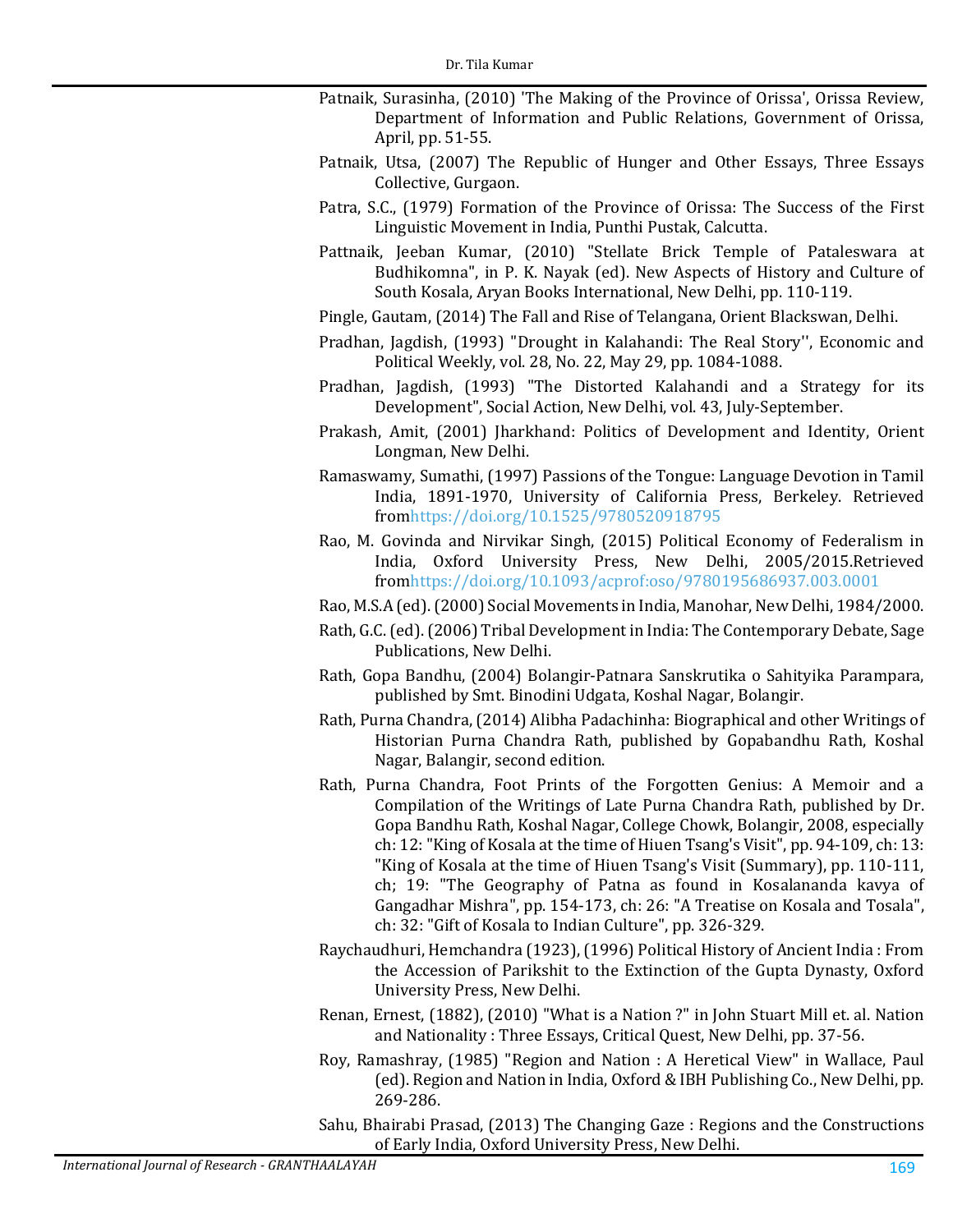Patnaik, Surasinha, (2010) 'The Making of the Province of Orissa', Orissa Review, Department of Information and Public Relations, Government of Orissa, April, pp. 51-55.

Patnaik, Utsa, (2007) The Republic of Hunger and Other Essays, Three Essays Collective, Gurgaon.

Patra, S.C., (1979) Formation of the Province of Orissa: The Success of the First Linguistic Movement in India, Punthi Pustak, Calcutta.

Pattnaik, Jeeban Kumar, (2010) "Stellate Brick Temple of Pataleswara at Budhikomna", in P. K. Nayak (ed). New Aspects of History and Culture of South Kosala, Aryan Books International, New Delhi, pp. 110-119.

Pingle, Gautam, (2014) The Fall and Rise of Telangana, Orient Blackswan, Delhi.

Pradhan, Jagdish, (1993) "Drought in Kalahandi: The Real Story'', Economic and Political Weekly, vol. 28, No. 22, May 29, pp. 1084-1088.

Pradhan, Jagdish, (1993) "The Distorted Kalahandi and a Strategy for its Development", Social Action, New Delhi, vol. 43, July-September.

Prakash, Amit, (2001) Jharkhand: Politics of Development and Identity, Orient Longman, New Delhi.

Ramaswamy, Sumathi, (1997) Passions of the Tongue: Language Devotion in Tamil India, 1891-1970, University of California Press, Berkeley. Retrieved fromhttps://doi.org/10.1525/9780520918795

Rao, M. Govinda and Nirvikar Singh, (2015) Political Economy of Federalism in India, Oxford University Press, New Delhi, 2005/2015.Retrieved fromhttps://doi.org/10.1093/acprof:oso/9780195686937.003.0001

Rao, M.S.A (ed). (2000) Social Movements in India, Manohar, New Delhi, 1984/2000.

Rath, G.C. (ed). (2006) Tribal Development in India: The Contemporary Debate, Sage Publications, New Delhi.

Rath, Gopa Bandhu, (2004) Bolangir-Patnara Sanskrutika o Sahityika Parampara, published by Smt. Binodini Udgata, Koshal Nagar, Bolangir.

Rath, Purna Chandra, (2014) Alibha Padachinha: Biographical and other Writings of Historian Purna Chandra Rath, published by Gopabandhu Rath, Koshal Nagar, Balangir, second edition.

Rath, Purna Chandra, Foot Prints of the Forgotten Genius: A Memoir and a Compilation of the Writings of Late Purna Chandra Rath, published by Dr. Gopa Bandhu Rath, Koshal Nagar, College Chowk, Bolangir, 2008, especially ch: 12: "King of Kosala at the time of Hiuen Tsang's Visit", pp. 94-109, ch: 13: "King of Kosala at the time of Hiuen Tsang's Visit (Summary), pp. 110-111, ch; 19: "The Geography of Patna as found in Kosalananda kavya of Gangadhar Mishra", pp. 154-173, ch: 26: "A Treatise on Kosala and Tosala", ch: 32: "Gift of Kosala to Indian Culture", pp. 326-329.

Raychaudhuri, Hemchandra (1923), (1996) Political History of Ancient India : From the Accession of Parikshit to the Extinction of the Gupta Dynasty, Oxford University Press, New Delhi.

Renan, Ernest, (1882), (2010) "What is a Nation ?" in John Stuart Mill et. al. Nation and Nationality : Three Essays, Critical Quest, New Delhi, pp. 37-56.

Roy, Ramashray, (1985) "Region and Nation : A Heretical View" in Wallace, Paul (ed). Region and Nation in India, Oxford & IBH Publishing Co., New Delhi, pp. 269-286.

Sahu, Bhairabi Prasad, (2013) The Changing Gaze : Regions and the Constructions of Early India, Oxford University Press, New Delhi.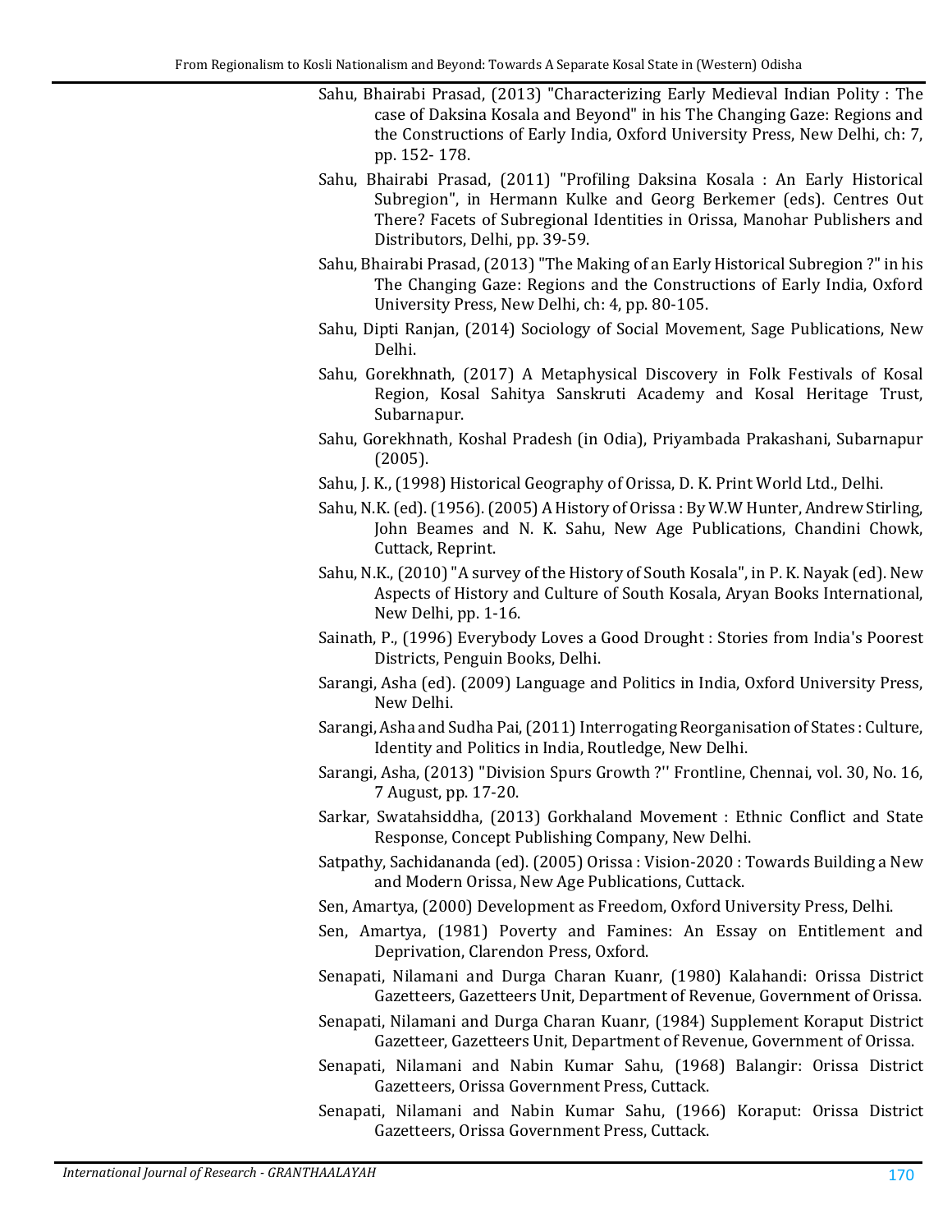Sahu, Bhairabi Prasad, (2013) "Characterizing Early Medieval Indian Polity : The case of Daksina Kosala and Beyond" in his The Changing Gaze: Regions and the Constructions of Early India, Oxford University Press, New Delhi, ch: 7, pp. 152- 178.

Sahu, Bhairabi Prasad, (2011) "Profiling Daksina Kosala : An Early Historical Subregion", in Hermann Kulke and Georg Berkemer (eds). Centres Out There? Facets of Subregional Identities in Orissa, Manohar Publishers and Distributors, Delhi, pp. 39-59.

Sahu, Bhairabi Prasad, (2013) "The Making of an Early Historical Subregion ?" in his The Changing Gaze: Regions and the Constructions of Early India, Oxford University Press, New Delhi, ch: 4, pp. 80-105.

Sahu, Dipti Ranjan, (2014) Sociology of Social Movement, Sage Publications, New Delhi.

Sahu, Gorekhnath, (2017) A Metaphysical Discovery in Folk Festivals of Kosal Region, Kosal Sahitya Sanskruti Academy and Kosal Heritage Trust, Subarnapur.

Sahu, Gorekhnath, Koshal Pradesh (in Odia), Priyambada Prakashani, Subarnapur (2005).

Sahu, J. K., (1998) Historical Geography of Orissa, D. K. Print World Ltd., Delhi.

Sahu, N.K. (ed). (1956). (2005) A History of Orissa : By W.W Hunter, Andrew Stirling, John Beames and N. K. Sahu, New Age Publications, Chandini Chowk, Cuttack, Reprint.

Sahu, N.K., (2010) "A survey of the History of South Kosala", in P. K. Nayak (ed). New Aspects of History and Culture of South Kosala, Aryan Books International, New Delhi, pp. 1-16.

Sainath, P., (1996) Everybody Loves a Good Drought : Stories from India's Poorest Districts, Penguin Books, Delhi.

Sarangi, Asha (ed). (2009) Language and Politics in India, Oxford University Press, New Delhi.

Sarangi, Asha and Sudha Pai, (2011) Interrogating Reorganisation of States : Culture, Identity and Politics in India, Routledge, New Delhi.

Sarangi, Asha, (2013) "Division Spurs Growth ?'' Frontline, Chennai, vol. 30, No. 16, 7 August, pp. 17-20.

Sarkar, Swatahsiddha, (2013) Gorkhaland Movement : Ethnic Conflict and State Response, Concept Publishing Company, New Delhi.

Satpathy, Sachidananda (ed). (2005) Orissa : Vision-2020 : Towards Building a New and Modern Orissa, New Age Publications, Cuttack.

Sen, Amartya, (2000) Development as Freedom, Oxford University Press, Delhi.

Sen, Amartya, (1981) Poverty and Famines: An Essay on Entitlement and Deprivation, Clarendon Press, Oxford.

Senapati, Nilamani and Durga Charan Kuanr, (1980) Kalahandi: Orissa District Gazetteers, Gazetteers Unit, Department of Revenue, Government of Orissa.

Senapati, Nilamani and Durga Charan Kuanr, (1984) Supplement Koraput District Gazetteer, Gazetteers Unit, Department of Revenue, Government of Orissa.

Senapati, Nilamani and Nabin Kumar Sahu, (1968) Balangir: Orissa District Gazetteers, Orissa Government Press, Cuttack.

Senapati, Nilamani and Nabin Kumar Sahu, (1966) Koraput: Orissa District Gazetteers, Orissa Government Press, Cuttack.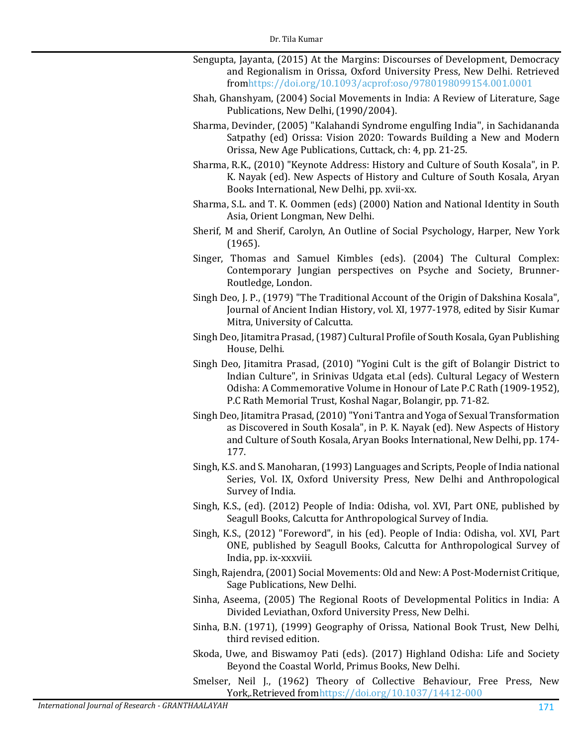Sengupta, Jayanta, (2015) At the Margins: Discourses of Development, Democracy and Regionalism in Orissa, Oxford University Press, New Delhi. Retrieved fromhttps://doi.org/10.1093/acprof:oso/9780198099154.001.0001

Shah, Ghanshyam, (2004) Social Movements in India: A Review of Literature, Sage Publications, New Delhi, (1990/2004).

Sharma, Devinder, (2005) "Kalahandi Syndrome engulfing India", in Sachidananda Satpathy (ed) Orissa: Vision 2020: Towards Building a New and Modern Orissa, New Age Publications, Cuttack, ch: 4, pp. 21-25.

Sharma, R.K., (2010) "Keynote Address: History and Culture of South Kosala", in P. K. Nayak (ed). New Aspects of History and Culture of South Kosala, Aryan Books International, New Delhi, pp. xvii-xx.

Sharma, S.L. and T. K. Oommen (eds) (2000) Nation and National Identity in South Asia, Orient Longman, New Delhi.

Sherif, M and Sherif, Carolyn, An Outline of Social Psychology, Harper, New York (1965).

Singer, Thomas and Samuel Kimbles (eds). (2004) The Cultural Complex: Contemporary Jungian perspectives on Psyche and Society, Brunner-Routledge, London.

Singh Deo, J. P., (1979) "The Traditional Account of the Origin of Dakshina Kosala", Journal of Ancient Indian History, vol. XI, 1977-1978, edited by Sisir Kumar Mitra, University of Calcutta.

Singh Deo, Jitamitra Prasad, (1987) Cultural Profile of South Kosala, Gyan Publishing House, Delhi.

Singh Deo, Jitamitra Prasad, (2010) "Yogini Cult is the gift of Bolangir District to Indian Culture", in Srinivas Udgata et.al (eds). Cultural Legacy of Western Odisha: A Commemorative Volume in Honour of Late P.C Rath (1909-1952), P.C Rath Memorial Trust, Koshal Nagar, Bolangir, pp. 71-82.

Singh Deo, Jitamitra Prasad, (2010) "Yoni Tantra and Yoga of Sexual Transformation as Discovered in South Kosala", in P. K. Nayak (ed). New Aspects of History and Culture of South Kosala, Aryan Books International, New Delhi, pp. 174-177.

Singh, K.S. and S. Manoharan, (1993) Languages and Scripts, People of India national Series, Vol. IX, Oxford University Press, New Delhi and Anthropological Survey of India.

Singh, K.S., (ed). (2012) People of India: Odisha, vol. XVI, Part ONE, published by Seagull Books, Calcutta for Anthropological Survey of India.

Singh, K.S., (2012) "Foreword", in his (ed). People of India: Odisha, vol. XVI, Part ONE, published by Seagull Books, Calcutta for Anthropological Survey of India, pp. ix-xxxviii.

Singh, Rajendra, (2001) Social Movements: Old and New: A Post-Modernist Critique, Sage Publications, New Delhi.

Sinha, Aseema, (2005) The Regional Roots of Developmental Politics in India: A Divided Leviathan, Oxford University Press, New Delhi.

Sinha, B.N. (1971), (1999) Geography of Orissa, National Book Trust, New Delhi, third revised edition.

Skoda, Uwe, and Biswamoy Pati (eds). (2017) Highland Odisha: Life and Society Beyond the Coastal World, Primus Books, New Delhi.

Smelser, Neil J., (1962) Theory of Collective Behaviour, Free Press, New York,.Retrieved fromhttps://doi.org/10.1037/14412-000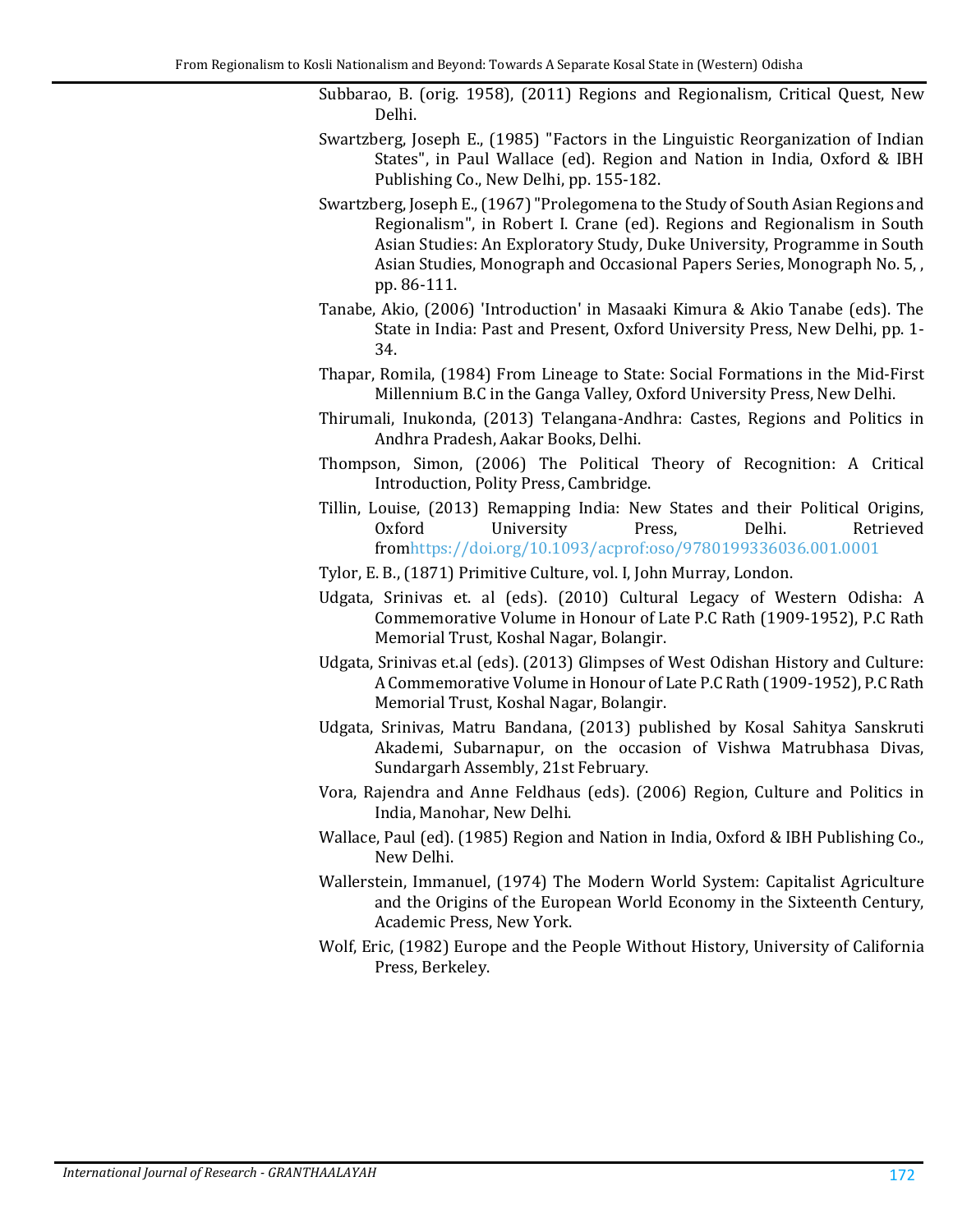Subbarao, B. (orig. 1958), (2011) Regions and Regionalism, Critical Quest, New Delhi.

Swartzberg, Joseph E., (1985) "Factors in the Linguistic Reorganization of Indian States", in Paul Wallace (ed). Region and Nation in India, Oxford & IBH Publishing Co., New Delhi, pp. 155-182.

Swartzberg, Joseph E., (1967) "Prolegomena to the Study of South Asian Regions and Regionalism", in Robert I. Crane (ed). Regions and Regionalism in South Asian Studies: An Exploratory Study, Duke University, Programme in South Asian Studies, Monograph and Occasional Papers Series, Monograph No. 5, , pp. 86-111.

Tanabe, Akio, (2006) 'Introduction' in Masaaki Kimura & Akio Tanabe (eds). The State in India: Past and Present, Oxford University Press, New Delhi, pp. 1-34.

Thapar, Romila, (1984) From Lineage to State: Social Formations in the Mid-First Millennium B.C in the Ganga Valley, Oxford University Press, New Delhi.

Thirumali, Inukonda, (2013) Telangana-Andhra: Castes, Regions and Politics in Andhra Pradesh, Aakar Books, Delhi.

Thompson, Simon, (2006) The Political Theory of Recognition: A Critical Introduction, Polity Press, Cambridge.

Tillin, Louise, (2013) Remapping India: New States and their Political Origins, Oxford University Press, Delhi. Retrieved fromhttps://doi.org/10.1093/acprof:oso/9780199336036.001.0001

Tylor, E. B., (1871) Primitive Culture, vol. I, John Murray, London.

Udgata, Srinivas et. al (eds). (2010) Cultural Legacy of Western Odisha: A Commemorative Volume in Honour of Late P.C Rath (1909-1952), P.C Rath Memorial Trust, Koshal Nagar, Bolangir.

Udgata, Srinivas et.al (eds). (2013) Glimpses of West Odishan History and Culture: A Commemorative Volume in Honour of Late P.C Rath (1909-1952), P.C Rath Memorial Trust, Koshal Nagar, Bolangir.

Udgata, Srinivas, Matru Bandana, (2013) published by Kosal Sahitya Sanskruti Akademi, Subarnapur, on the occasion of Vishwa Matrubhasa Divas, Sundargarh Assembly, 21st February.

Vora, Rajendra and Anne Feldhaus (eds). (2006) Region, Culture and Politics in India, Manohar, New Delhi.

Wallace, Paul (ed). (1985) Region and Nation in India, Oxford & IBH Publishing Co., New Delhi.

Wallerstein, Immanuel, (1974) The Modern World System: Capitalist Agriculture and the Origins of the European World Economy in the Sixteenth Century, Academic Press, New York.

Wolf, Eric, (1982) Europe and the People Without History, University of California Press, Berkeley.